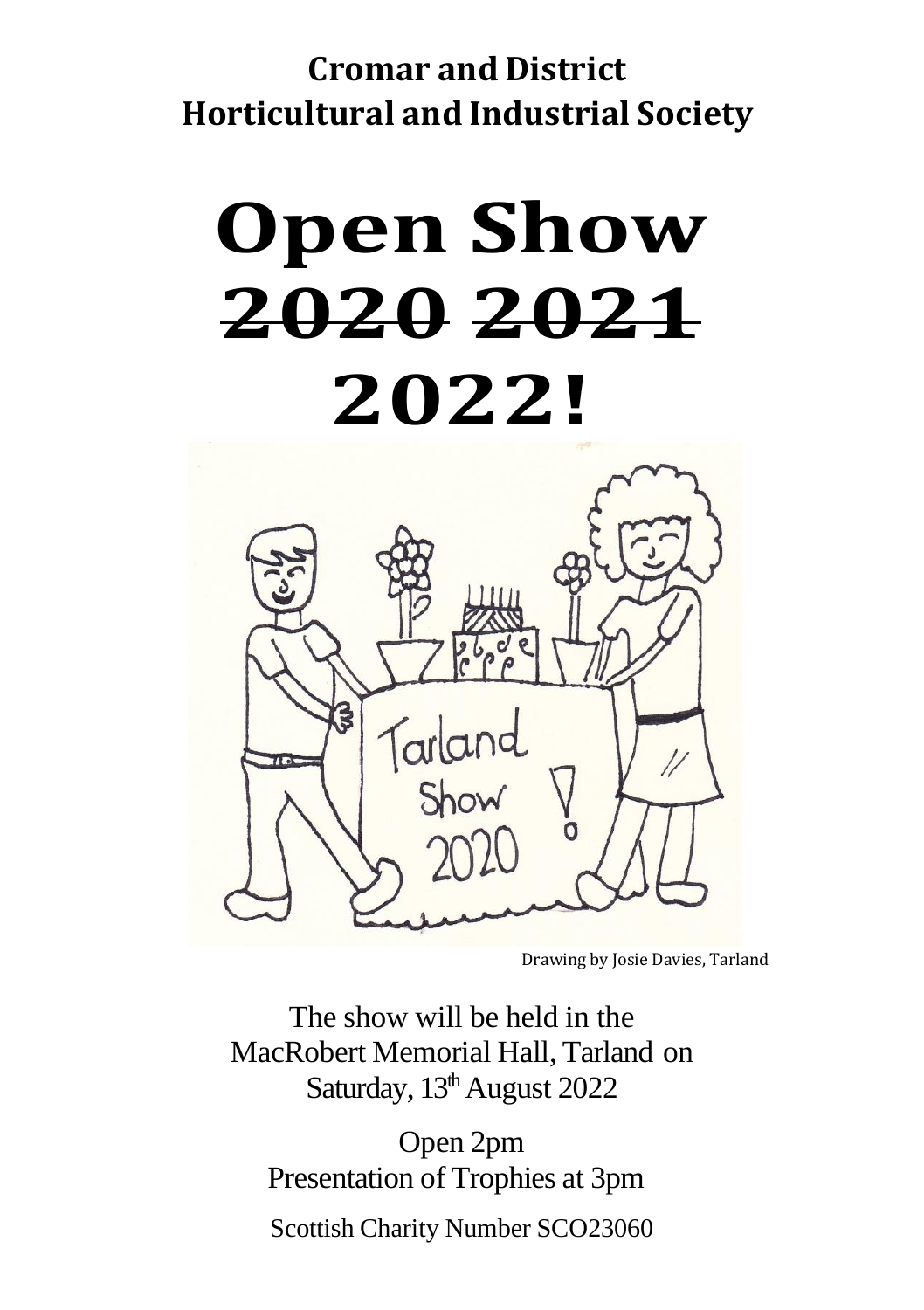**Cromar and District**
**Horticultural and Industrial Society**

# Open Show
# ~~2020~~ ~~2021~~
# 2022!

Drawing by Josie Davies, Tarland

The show will be held in the
MacRobert Memorial Hall, Tarland on
Saturday, 13th August 2022

Open 2pm
Presentation of Trophies at 3pm

Scottish Charity Number SCO23060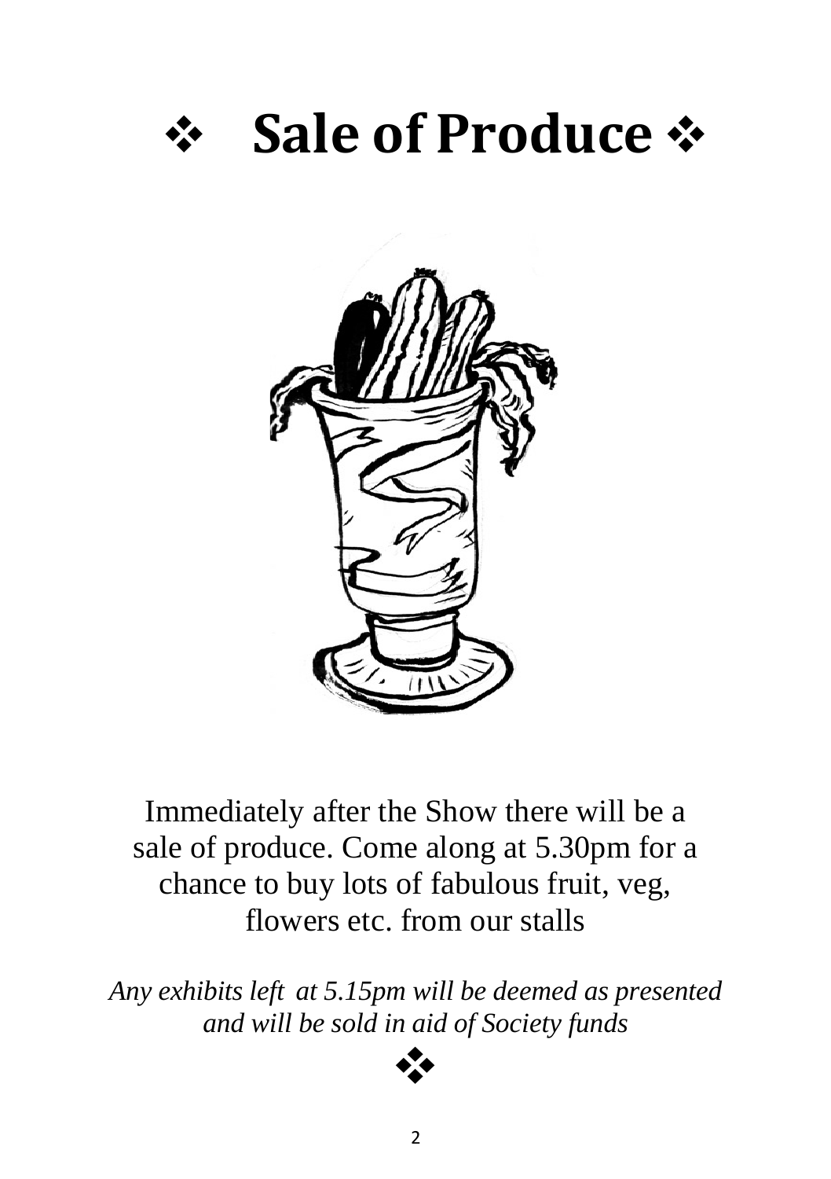# ❖ Sale of Produce ❖

Immediately after the Show there will be a sale of produce. Come along at 5.30pm for a chance to buy lots of fabulous fruit, veg, flowers etc. from our stalls

*Any exhibits left at 5.15pm will be deemed as presented and will be sold in aid of Society funds*

❖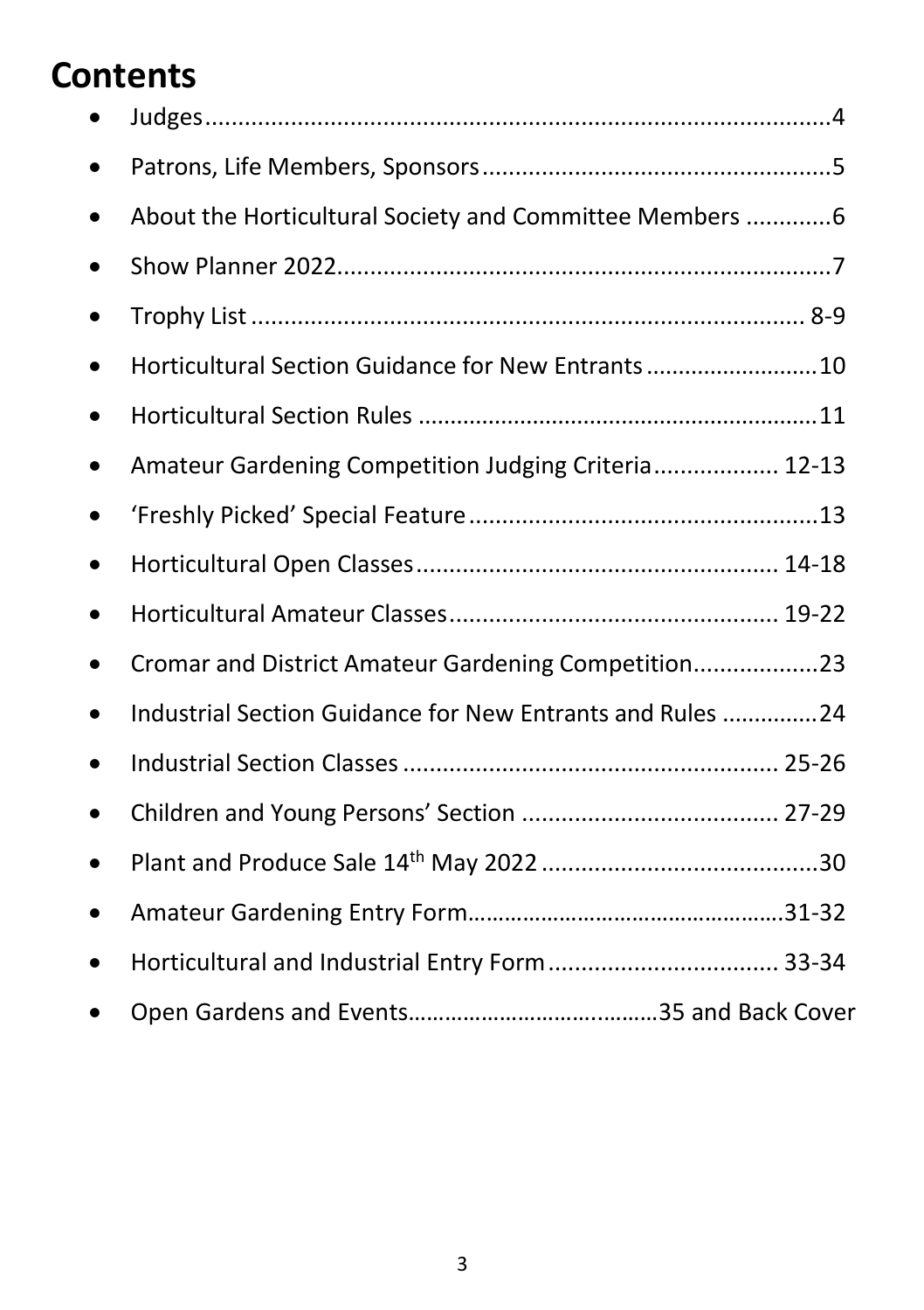# Contents

- Judges....................................................................................4
- Patrons, Life Members, Sponsors.....................................................5
- About the Horticultural Society and Committee Members .............6
- Show Planner 2022..........................................................................7
- Trophy List .................................................................................. 8-9
- Horticultural Section Guidance for New Entrants ..........................10
- Horticultural Section Rules .............................................................11
- Amateur Gardening Competition Judging Criteria.................. 12-13
- 'Freshly Picked' Special Feature .....................................................13
- Horticultural Open Classes ...................................................... 14-18
- Horticultural Amateur Classes................................................. 19-22
- Cromar and District Amateur Gardening Competition...................23
- Industrial Section Guidance for New Entrants and Rules ...............24
- Industrial Section Classes ........................................................ 25-26
- Children and Young Persons' Section ....................................... 27-29
- Plant and Produce Sale 14th May 2022 ...........................................30
- Amateur Gardening Entry Form.................................................31-32
- Horticultural and Industrial Entry Form ................................... 33-34
- Open Gardens and Events.......................................35 and Back Cover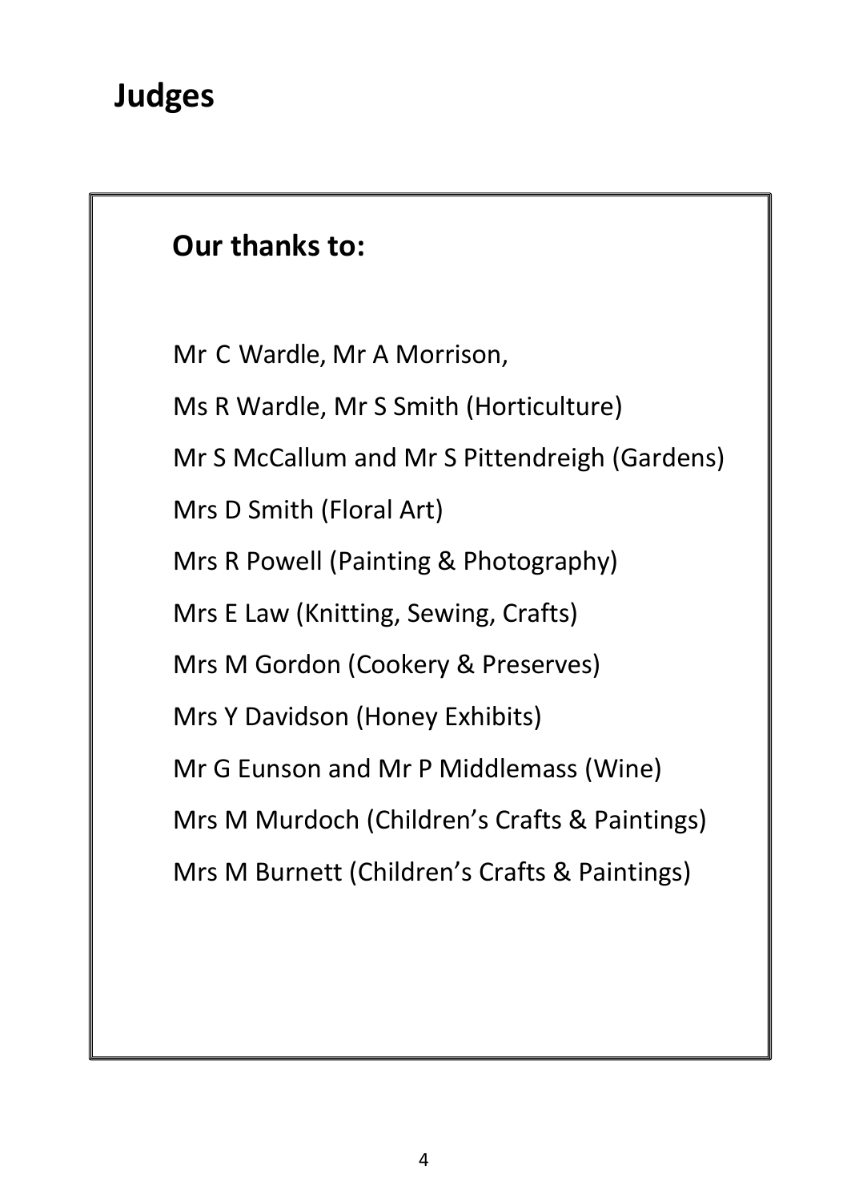# Judges

## Our thanks to:

Mr C Wardle, Mr A Morrison,

Ms R Wardle, Mr S Smith (Horticulture)

Mr S McCallum and Mr S Pittendreigh (Gardens)

Mrs D Smith (Floral Art)

Mrs R Powell (Painting & Photography)

Mrs E Law (Knitting, Sewing, Crafts)

Mrs M Gordon (Cookery & Preserves)

Mrs Y Davidson (Honey Exhibits)

Mr G Eunson and Mr P Middlemass (Wine)

Mrs M Murdoch (Children's Crafts & Paintings)

Mrs M Burnett (Children's Crafts & Paintings)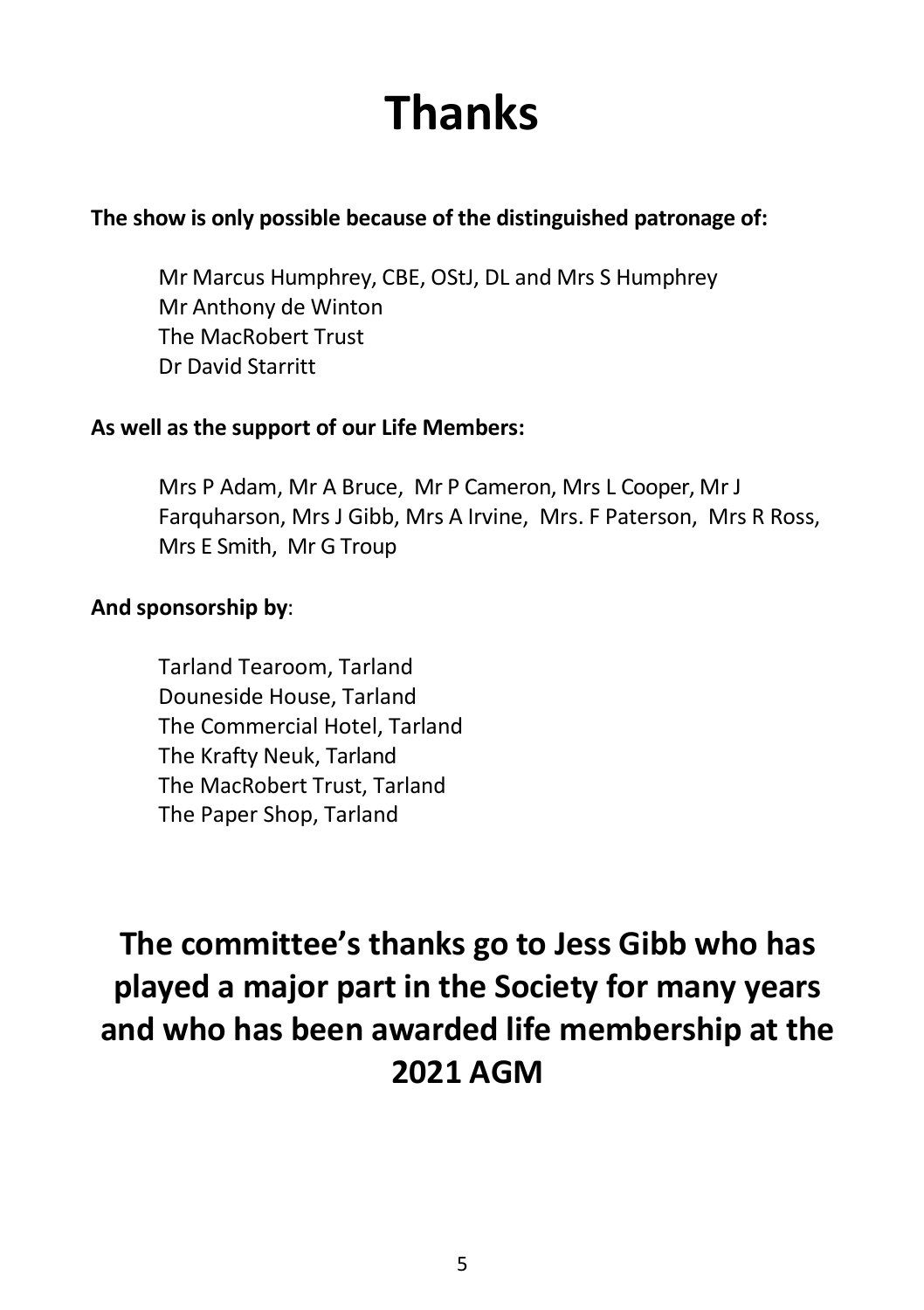# Thanks

**The show is only possible because of the distinguished patronage of:**

Mr Marcus Humphrey, CBE, OStJ, DL and Mrs S Humphrey
Mr Anthony de Winton
The MacRobert Trust
Dr David Starritt

**As well as the support of our Life Members:**

Mrs P Adam, Mr A Bruce, Mr P Cameron, Mrs L Cooper, Mr J Farquharson, Mrs J Gibb, Mrs A Irvine, Mrs. F Paterson, Mrs R Ross, Mrs E Smith, Mr G Troup

**And sponsorship by**:

Tarland Tearoom, Tarland
Douneside House, Tarland
The Commercial Hotel, Tarland
The Krafty Neuk, Tarland
The MacRobert Trust, Tarland
The Paper Shop, Tarland

## The committee's thanks go to Jess Gibb who has played a major part in the Society for many years and who has been awarded life membership at the 2021 AGM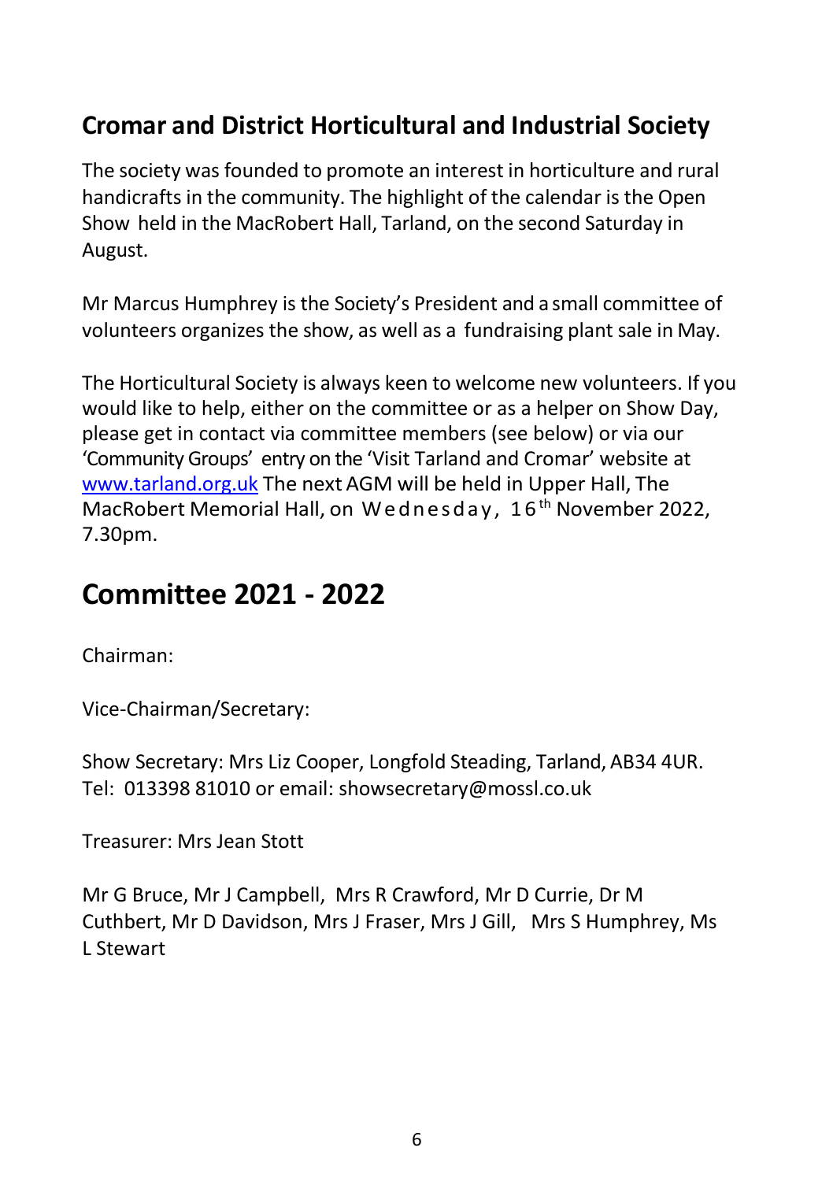## Cromar and District Horticultural and Industrial Society

The society was founded to promote an interest in horticulture and rural handicrafts in the community. The highlight of the calendar is the Open Show held in the MacRobert Hall, Tarland, on the second Saturday in August.

Mr Marcus Humphrey is the Society's President and a small committee of volunteers organizes the show, as well as a fundraising plant sale in May.

The Horticultural Society is always keen to welcome new volunteers. If you would like to help, either on the committee or as a helper on Show Day, please get in contact via committee members (see below) or via our 'Community Groups' entry on the 'Visit Tarland and Cromar' website at www.tarland.org.uk The next AGM will be held in Upper Hall, The MacRobert Memorial Hall, on Wednesday, 16th November 2022, 7.30pm.

# Committee 2021 - 2022

Chairman:

Vice-Chairman/Secretary:

Show Secretary: Mrs Liz Cooper, Longfold Steading, Tarland, AB34 4UR.
Tel: 013398 81010 or email: showsecretary@mossl.co.uk

Treasurer: Mrs Jean Stott

Mr G Bruce, Mr J Campbell, Mrs R Crawford, Mr D Currie, Dr M Cuthbert, Mr D Davidson, Mrs J Fraser, Mrs J Gill, Mrs S Humphrey, Ms L Stewart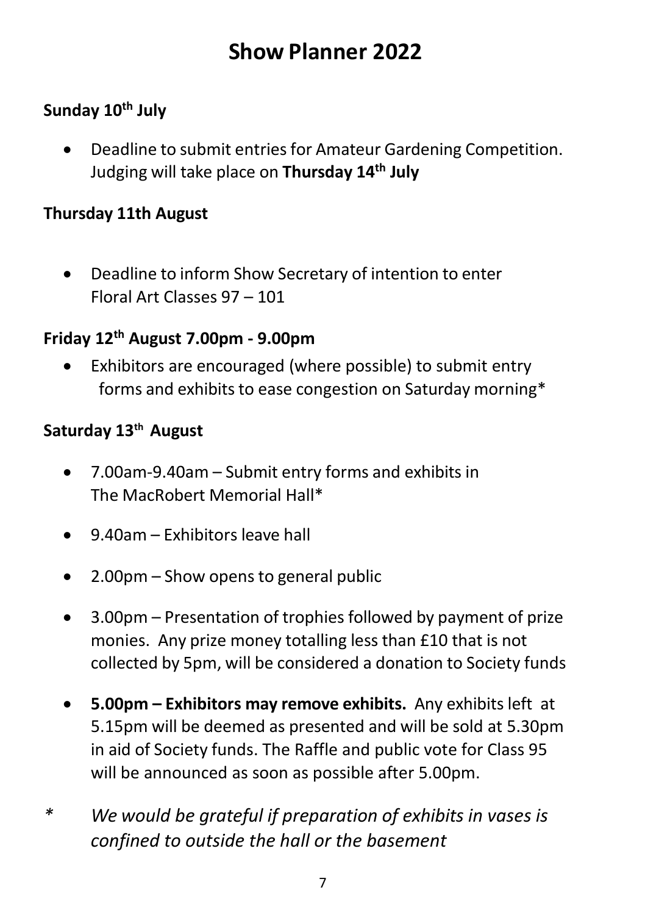# Show Planner 2022

**Sunday 10th July**

- Deadline to submit entries for Amateur Gardening Competition. Judging will take place on **Thursday 14th July**

**Thursday 11th August**

- Deadline to inform Show Secretary of intention to enter Floral Art Classes 97 – 101

**Friday 12th August 7.00pm - 9.00pm**

- Exhibitors are encouraged (where possible) to submit entry forms and exhibits to ease congestion on Saturday morning*

**Saturday 13th August**

- 7.00am-9.40am – Submit entry forms and exhibits in The MacRobert Memorial Hall*
- 9.40am – Exhibitors leave hall
- 2.00pm – Show opens to general public
- 3.00pm – Presentation of trophies followed by payment of prize monies. Any prize money totalling less than £10 that is not collected by 5pm, will be considered a donation to Society funds
- **5.00pm – Exhibitors may remove exhibits.** Any exhibits left at 5.15pm will be deemed as presented and will be sold at 5.30pm in aid of Society funds. The Raffle and public vote for Class 95 will be announced as soon as possible after 5.00pm.

*\* We would be grateful if preparation of exhibits in vases is confined to outside the hall or the basement*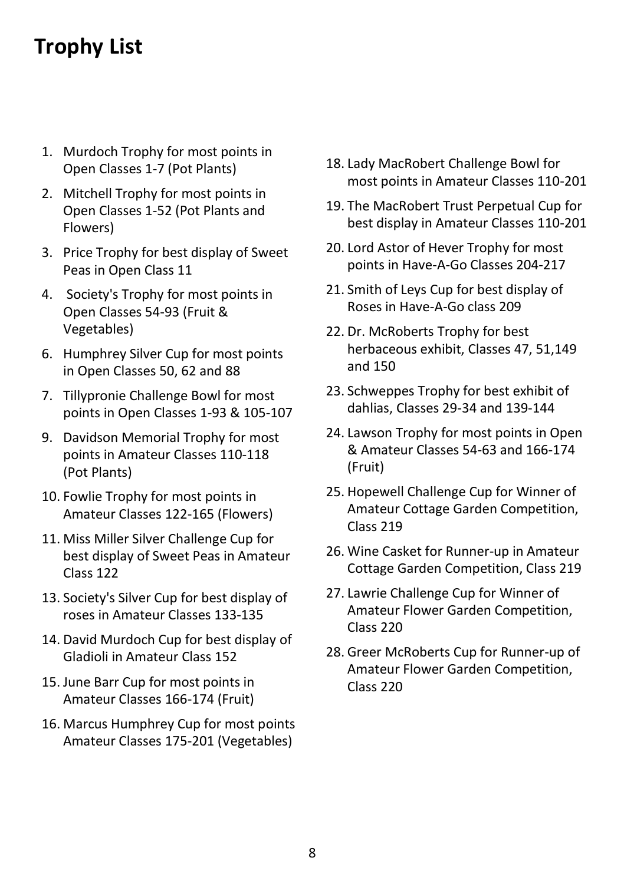# Trophy List

1. Murdoch Trophy for most points in Open Classes 1-7 (Pot Plants)
2. Mitchell Trophy for most points in Open Classes 1-52 (Pot Plants and Flowers)
3. Price Trophy for best display of Sweet Peas in Open Class 11
4. Society's Trophy for most points in Open Classes 54-93 (Fruit & Vegetables)
6. Humphrey Silver Cup for most points in Open Classes 50, 62 and 88
7. Tillypronie Challenge Bowl for most points in Open Classes 1-93 & 105-107
9. Davidson Memorial Trophy for most points in Amateur Classes 110-118 (Pot Plants)
10. Fowlie Trophy for most points in Amateur Classes 122-165 (Flowers)
11. Miss Miller Silver Challenge Cup for best display of Sweet Peas in Amateur Class 122
13. Society's Silver Cup for best display of roses in Amateur Classes 133-135
14. David Murdoch Cup for best display of Gladioli in Amateur Class 152
15. June Barr Cup for most points in Amateur Classes 166-174 (Fruit)
16. Marcus Humphrey Cup for most points Amateur Classes 175-201 (Vegetables)
18. Lady MacRobert Challenge Bowl for most points in Amateur Classes 110-201
19. The MacRobert Trust Perpetual Cup for best display in Amateur Classes 110-201
20. Lord Astor of Hever Trophy for most points in Have-A-Go Classes 204-217
21. Smith of Leys Cup for best display of Roses in Have-A-Go class 209
22. Dr. McRoberts Trophy for best herbaceous exhibit, Classes 47, 51,149 and 150
23. Schweppes Trophy for best exhibit of dahlias, Classes 29-34 and 139-144
24. Lawson Trophy for most points in Open & Amateur Classes 54-63 and 166-174 (Fruit)
25. Hopewell Challenge Cup for Winner of Amateur Cottage Garden Competition, Class 219
26. Wine Casket for Runner-up in Amateur Cottage Garden Competition, Class 219
27. Lawrie Challenge Cup for Winner of Amateur Flower Garden Competition, Class 220
28. Greer McRoberts Cup for Runner-up of Amateur Flower Garden Competition, Class 220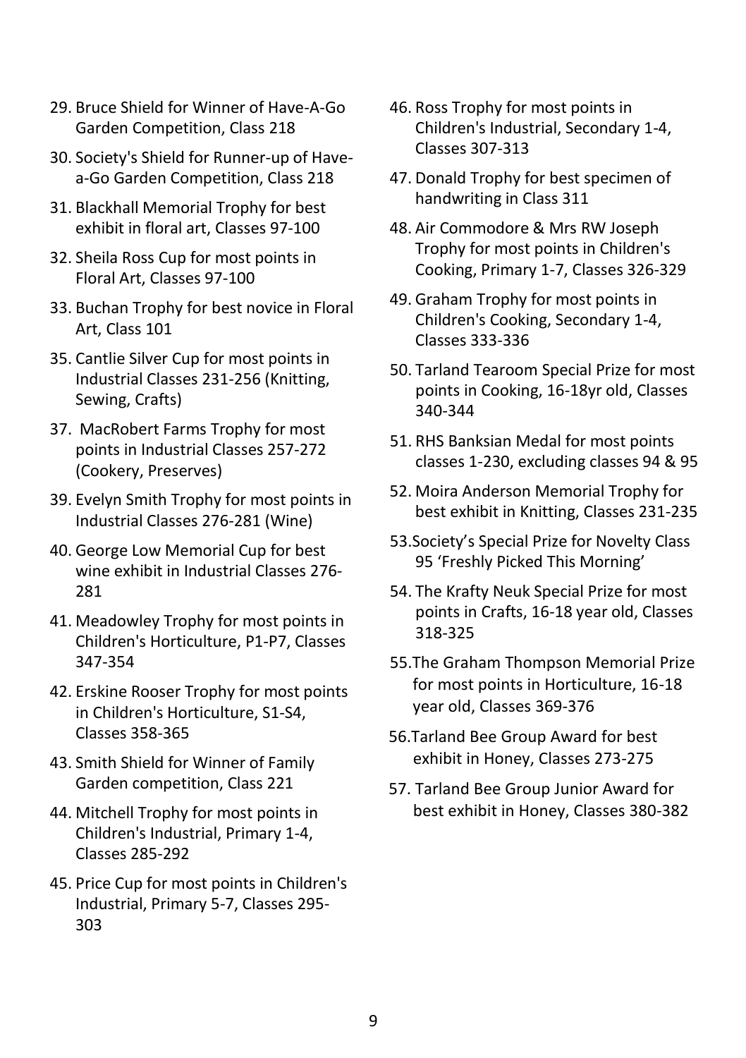29. Bruce Shield for Winner of Have-A-Go Garden Competition, Class 218
30. Society's Shield for Runner-up of Have-a-Go Garden Competition, Class 218
31. Blackhall Memorial Trophy for best exhibit in floral art, Classes 97-100
32. Sheila Ross Cup for most points in Floral Art, Classes 97-100
33. Buchan Trophy for best novice in Floral Art, Class 101
35. Cantlie Silver Cup for most points in Industrial Classes 231-256 (Knitting, Sewing, Crafts)
37. MacRobert Farms Trophy for most points in Industrial Classes 257-272 (Cookery, Preserves)
39. Evelyn Smith Trophy for most points in Industrial Classes 276-281 (Wine)
40. George Low Memorial Cup for best wine exhibit in Industrial Classes 276-281
41. Meadowley Trophy for most points in Children's Horticulture, P1-P7, Classes 347-354
42. Erskine Rooser Trophy for most points in Children's Horticulture, S1-S4, Classes 358-365
43. Smith Shield for Winner of Family Garden competition, Class 221
44. Mitchell Trophy for most points in Children's Industrial, Primary 1-4, Classes 285-292
45. Price Cup for most points in Children's Industrial, Primary 5-7, Classes 295-303
46. Ross Trophy for most points in Children's Industrial, Secondary 1-4, Classes 307-313
47. Donald Trophy for best specimen of handwriting in Class 311
48. Air Commodore & Mrs RW Joseph Trophy for most points in Children's Cooking, Primary 1-7, Classes 326-329
49. Graham Trophy for most points in Children's Cooking, Secondary 1-4, Classes 333-336
50. Tarland Tearoom Special Prize for most points in Cooking, 16-18yr old, Classes 340-344
51. RHS Banksian Medal for most points classes 1-230, excluding classes 94 & 95
52. Moira Anderson Memorial Trophy for best exhibit in Knitting, Classes 231-235
53. Society's Special Prize for Novelty Class 95 'Freshly Picked This Morning'
54. The Krafty Neuk Special Prize for most points in Crafts, 16-18 year old, Classes 318-325
55. The Graham Thompson Memorial Prize for most points in Horticulture, 16-18 year old, Classes 369-376
56. Tarland Bee Group Award for best exhibit in Honey, Classes 273-275
57. Tarland Bee Group Junior Award for best exhibit in Honey, Classes 380-382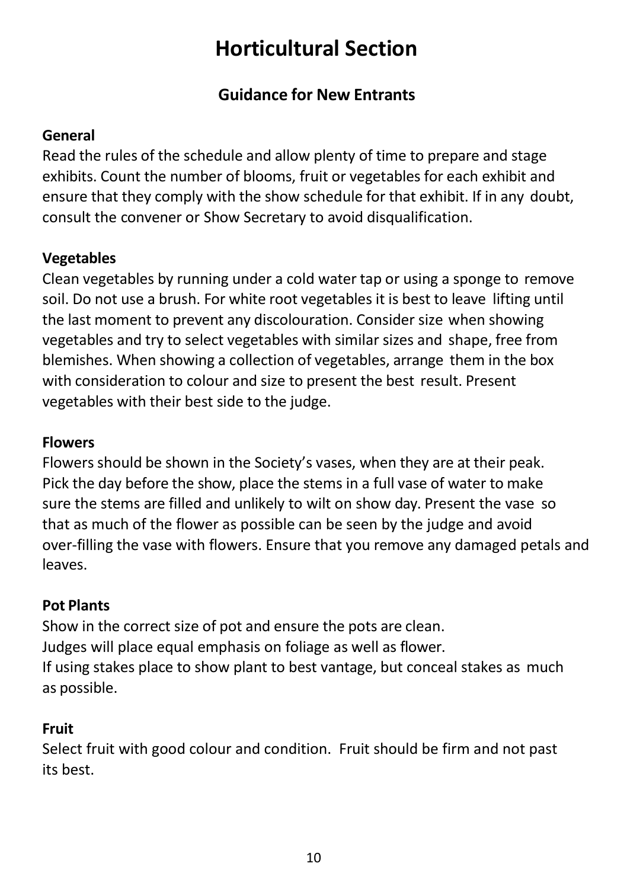# Horticultural Section

## Guidance for New Entrants

### General

Read the rules of the schedule and allow plenty of time to prepare and stage exhibits. Count the number of blooms, fruit or vegetables for each exhibit and ensure that they comply with the show schedule for that exhibit. If in any doubt, consult the convener or Show Secretary to avoid disqualification.

### Vegetables

Clean vegetables by running under a cold water tap or using a sponge to remove soil. Do not use a brush. For white root vegetables it is best to leave lifting until the last moment to prevent any discolouration. Consider size when showing vegetables and try to select vegetables with similar sizes and shape, free from blemishes. When showing a collection of vegetables, arrange them in the box with consideration to colour and size to present the best result. Present vegetables with their best side to the judge.

### Flowers

Flowers should be shown in the Society's vases, when they are at their peak. Pick the day before the show, place the stems in a full vase of water to make sure the stems are filled and unlikely to wilt on show day. Present the vase so that as much of the flower as possible can be seen by the judge and avoid over-filling the vase with flowers. Ensure that you remove any damaged petals and leaves.

### Pot Plants

Show in the correct size of pot and ensure the pots are clean.
Judges will place equal emphasis on foliage as well as flower.
If using stakes place to show plant to best vantage, but conceal stakes as much as possible.

### Fruit

Select fruit with good colour and condition. Fruit should be firm and not past its best.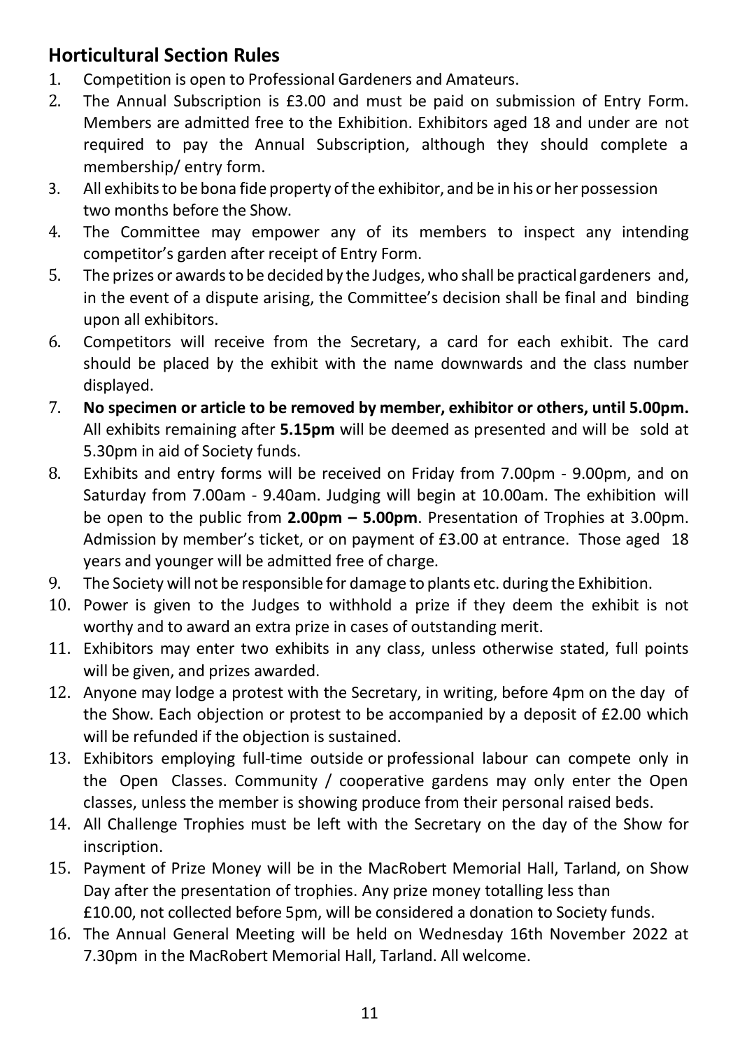## Horticultural Section Rules

1. Competition is open to Professional Gardeners and Amateurs.
2. The Annual Subscription is £3.00 and must be paid on submission of Entry Form. Members are admitted free to the Exhibition. Exhibitors aged 18 and under are not required to pay the Annual Subscription, although they should complete a membership/ entry form.
3. All exhibits to be bona fide property of the exhibitor, and be in his or her possession two months before the Show.
4. The Committee may empower any of its members to inspect any intending competitor's garden after receipt of Entry Form.
5. The prizes or awards to be decided by the Judges, who shall be practical gardeners and, in the event of a dispute arising, the Committee's decision shall be final and binding upon all exhibitors.
6. Competitors will receive from the Secretary, a card for each exhibit. The card should be placed by the exhibit with the name downwards and the class number displayed.
7. **No specimen or article to be removed by member, exhibitor or others, until 5.00pm.** All exhibits remaining after **5.15pm** will be deemed as presented and will be sold at 5.30pm in aid of Society funds.
8. Exhibits and entry forms will be received on Friday from 7.00pm - 9.00pm, and on Saturday from 7.00am - 9.40am. Judging will begin at 10.00am. The exhibition will be open to the public from **2.00pm – 5.00pm**. Presentation of Trophies at 3.00pm. Admission by member's ticket, or on payment of £3.00 at entrance. Those aged 18 years and younger will be admitted free of charge.
9. The Society will not be responsible for damage to plants etc. during the Exhibition.
10. Power is given to the Judges to withhold a prize if they deem the exhibit is not worthy and to award an extra prize in cases of outstanding merit.
11. Exhibitors may enter two exhibits in any class, unless otherwise stated, full points will be given, and prizes awarded.
12. Anyone may lodge a protest with the Secretary, in writing, before 4pm on the day of the Show. Each objection or protest to be accompanied by a deposit of £2.00 which will be refunded if the objection is sustained.
13. Exhibitors employing full-time outside or professional labour can compete only in the Open Classes. Community / cooperative gardens may only enter the Open classes, unless the member is showing produce from their personal raised beds.
14. All Challenge Trophies must be left with the Secretary on the day of the Show for inscription.
15. Payment of Prize Money will be in the MacRobert Memorial Hall, Tarland, on Show Day after the presentation of trophies. Any prize money totalling less than £10.00, not collected before 5pm, will be considered a donation to Society funds.
16. The Annual General Meeting will be held on Wednesday 16th November 2022 at 7.30pm in the MacRobert Memorial Hall, Tarland. All welcome.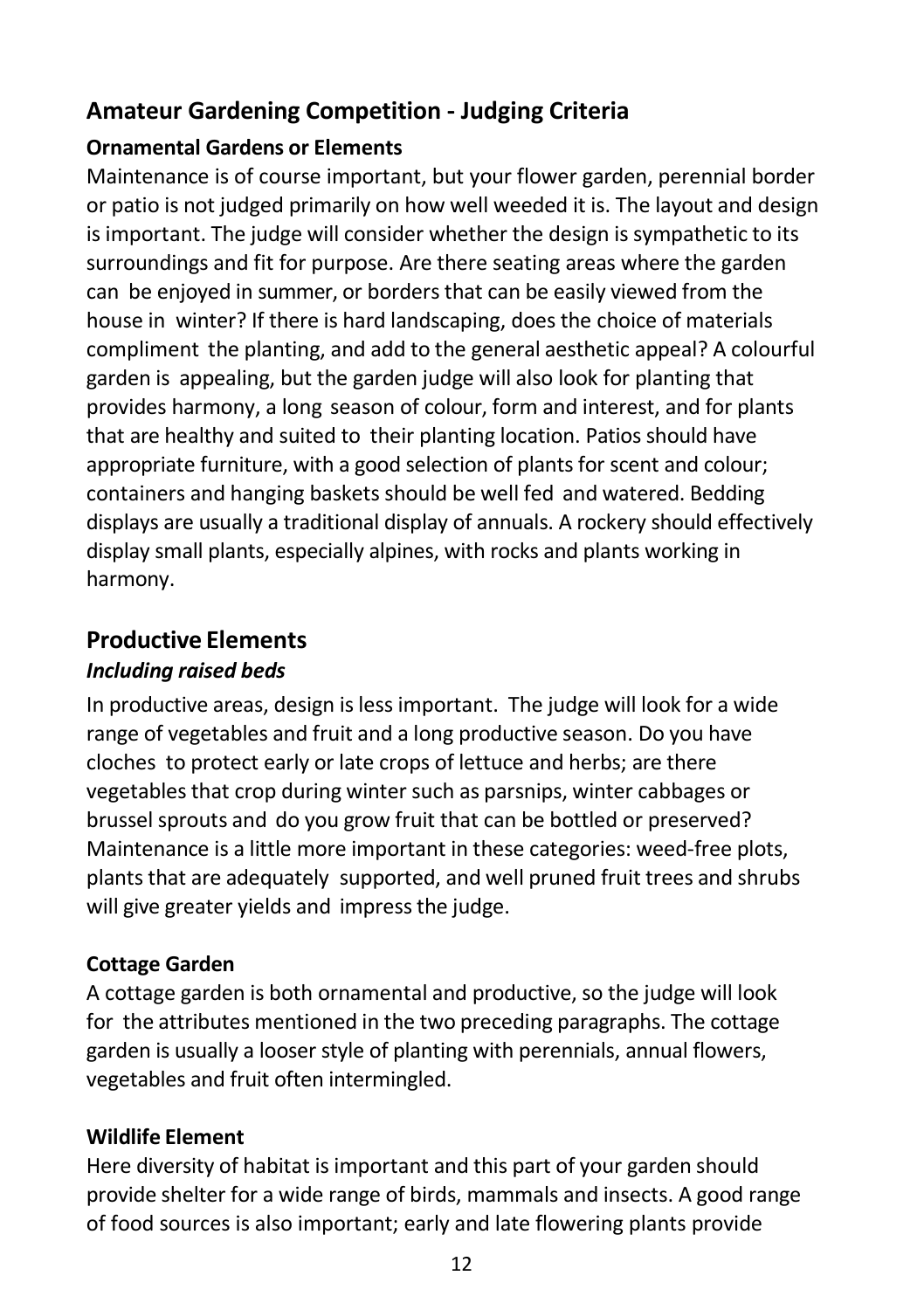## Amateur Gardening Competition - Judging Criteria

### Ornamental Gardens or Elements

Maintenance is of course important, but your flower garden, perennial border or patio is not judged primarily on how well weeded it is. The layout and design is important. The judge will consider whether the design is sympathetic to its surroundings and fit for purpose. Are there seating areas where the garden can be enjoyed in summer, or borders that can be easily viewed from the house in winter? If there is hard landscaping, does the choice of materials compliment the planting, and add to the general aesthetic appeal? A colourful garden is appealing, but the garden judge will also look for planting that provides harmony, a long season of colour, form and interest, and for plants that are healthy and suited to their planting location. Patios should have appropriate furniture, with a good selection of plants for scent and colour; containers and hanging baskets should be well fed and watered. Bedding displays are usually a traditional display of annuals. A rockery should effectively display small plants, especially alpines, with rocks and plants working in harmony.

## Productive Elements

***Including raised beds***

In productive areas, design is less important. The judge will look for a wide range of vegetables and fruit and a long productive season. Do you have cloches to protect early or late crops of lettuce and herbs; are there vegetables that crop during winter such as parsnips, winter cabbages or brussel sprouts and do you grow fruit that can be bottled or preserved? Maintenance is a little more important in these categories: weed-free plots, plants that are adequately supported, and well pruned fruit trees and shrubs will give greater yields and impress the judge.

### Cottage Garden

A cottage garden is both ornamental and productive, so the judge will look for the attributes mentioned in the two preceding paragraphs. The cottage garden is usually a looser style of planting with perennials, annual flowers, vegetables and fruit often intermingled.

### Wildlife Element

Here diversity of habitat is important and this part of your garden should provide shelter for a wide range of birds, mammals and insects. A good range of food sources is also important; early and late flowering plants provide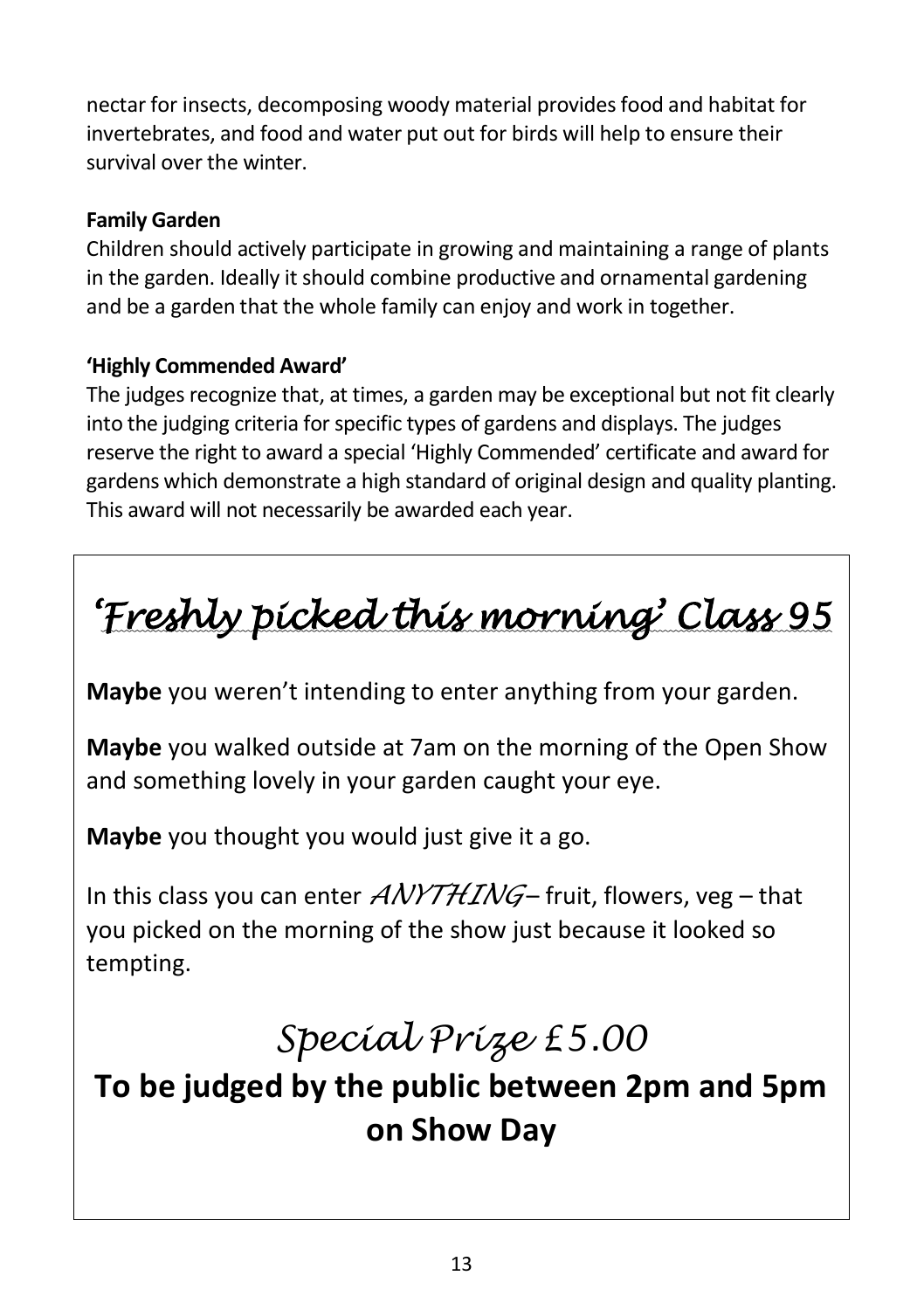nectar for insects, decomposing woody material provides food and habitat for invertebrates, and food and water put out for birds will help to ensure their survival over the winter.

**Family Garden**

Children should actively participate in growing and maintaining a range of plants in the garden. Ideally it should combine productive and ornamental gardening and be a garden that the whole family can enjoy and work in together.

**'Highly Commended Award'**

The judges recognize that, at times, a garden may be exceptional but not fit clearly into the judging criteria for specific types of gardens and displays. The judges reserve the right to award a special 'Highly Commended' certificate and award for gardens which demonstrate a high standard of original design and quality planting. This award will not necessarily be awarded each year.

## *'Freshly picked this morning' Class 95*

**Maybe** you weren't intending to enter anything from your garden.

**Maybe** you walked outside at 7am on the morning of the Open Show and something lovely in your garden caught your eye.

**Maybe** you thought you would just give it a go.

In this class you can enter *ANYTHING* – fruit, flowers, veg – that you picked on the morning of the show just because it looked so tempting.

### *Special Prize £5.00*

**To be judged by the public between 2pm and 5pm on Show Day**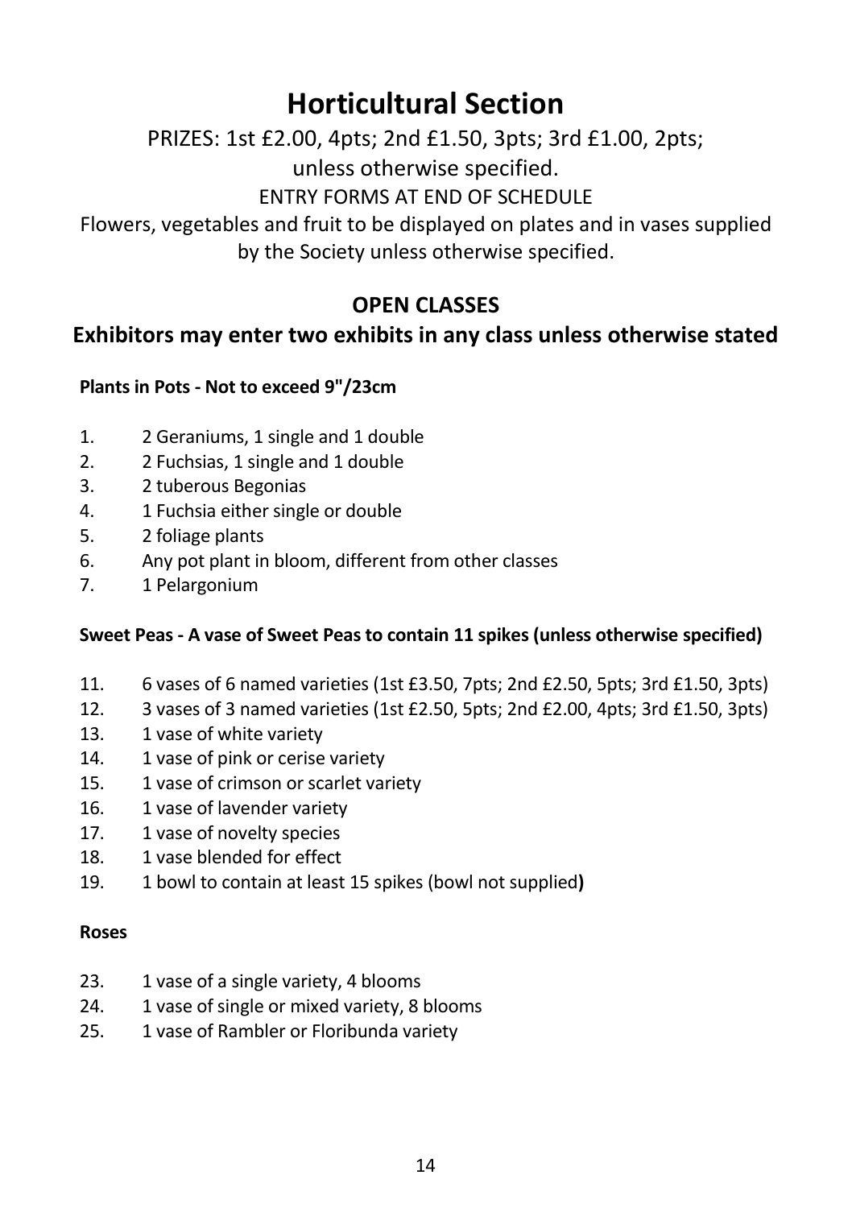# Horticultural Section

PRIZES: 1st £2.00, 4pts; 2nd £1.50, 3pts; 3rd £1.00, 2pts;
unless otherwise specified.
ENTRY FORMS AT END OF SCHEDULE
Flowers, vegetables and fruit to be displayed on plates and in vases supplied by the Society unless otherwise specified.

## OPEN CLASSES

## Exhibitors may enter two exhibits in any class unless otherwise stated

**Plants in Pots - Not to exceed 9"/23cm**

1. 2 Geraniums, 1 single and 1 double
2. 2 Fuchsias, 1 single and 1 double
3. 2 tuberous Begonias
4. 1 Fuchsia either single or double
5. 2 foliage plants
6. Any pot plant in bloom, different from other classes
7. 1 Pelargonium

**Sweet Peas - A vase of Sweet Peas to contain 11 spikes (unless otherwise specified)**

11. 6 vases of 6 named varieties (1st £3.50, 7pts; 2nd £2.50, 5pts; 3rd £1.50, 3pts)
12. 3 vases of 3 named varieties (1st £2.50, 5pts; 2nd £2.00, 4pts; 3rd £1.50, 3pts)
13. 1 vase of white variety
14. 1 vase of pink or cerise variety
15. 1 vase of crimson or scarlet variety
16. 1 vase of lavender variety
17. 1 vase of novelty species
18. 1 vase blended for effect
19. 1 bowl to contain at least 15 spikes (bowl not supplied**)**

**Roses**

23. 1 vase of a single variety, 4 blooms
24. 1 vase of single or mixed variety, 8 blooms
25. 1 vase of Rambler or Floribunda variety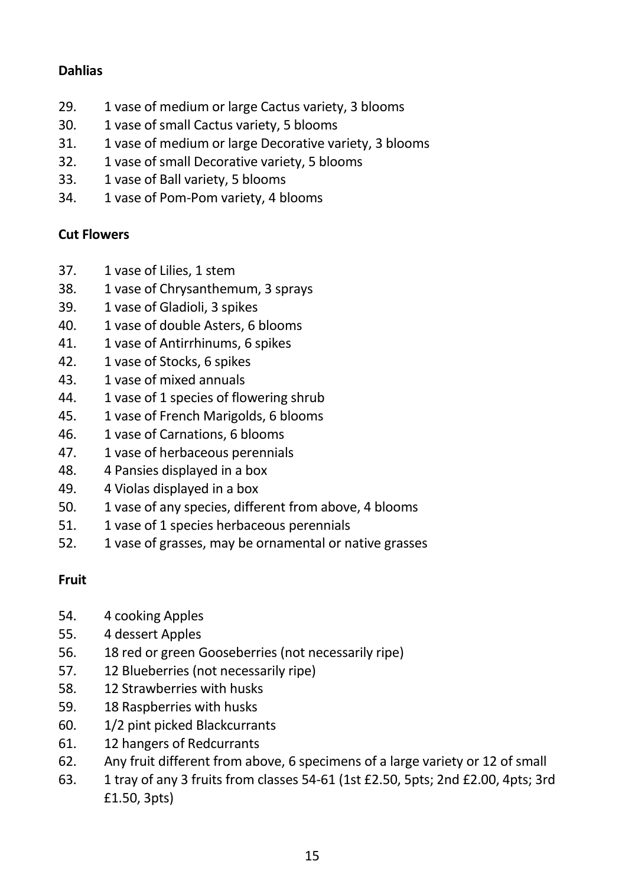**Dahlias**

29. 1 vase of medium or large Cactus variety, 3 blooms
30. 1 vase of small Cactus variety, 5 blooms
31. 1 vase of medium or large Decorative variety, 3 blooms
32. 1 vase of small Decorative variety, 5 blooms
33. 1 vase of Ball variety, 5 blooms
34. 1 vase of Pom-Pom variety, 4 blooms

**Cut Flowers**

37. 1 vase of Lilies, 1 stem
38. 1 vase of Chrysanthemum, 3 sprays
39. 1 vase of Gladioli, 3 spikes
40. 1 vase of double Asters, 6 blooms
41. 1 vase of Antirrhinums, 6 spikes
42. 1 vase of Stocks, 6 spikes
43. 1 vase of mixed annuals
44. 1 vase of 1 species of flowering shrub
45. 1 vase of French Marigolds, 6 blooms
46. 1 vase of Carnations, 6 blooms
47. 1 vase of herbaceous perennials
48. 4 Pansies displayed in a box
49. 4 Violas displayed in a box
50. 1 vase of any species, different from above, 4 blooms
51. 1 vase of 1 species herbaceous perennials
52. 1 vase of grasses, may be ornamental or native grasses

**Fruit**

54. 4 cooking Apples
55. 4 dessert Apples
56. 18 red or green Gooseberries (not necessarily ripe)
57. 12 Blueberries (not necessarily ripe)
58. 12 Strawberries with husks
59. 18 Raspberries with husks
60. 1/2 pint picked Blackcurrants
61. 12 hangers of Redcurrants
62. Any fruit different from above, 6 specimens of a large variety or 12 of small
63. 1 tray of any 3 fruits from classes 54-61 (1st £2.50, 5pts; 2nd £2.00, 4pts; 3rd £1.50, 3pts)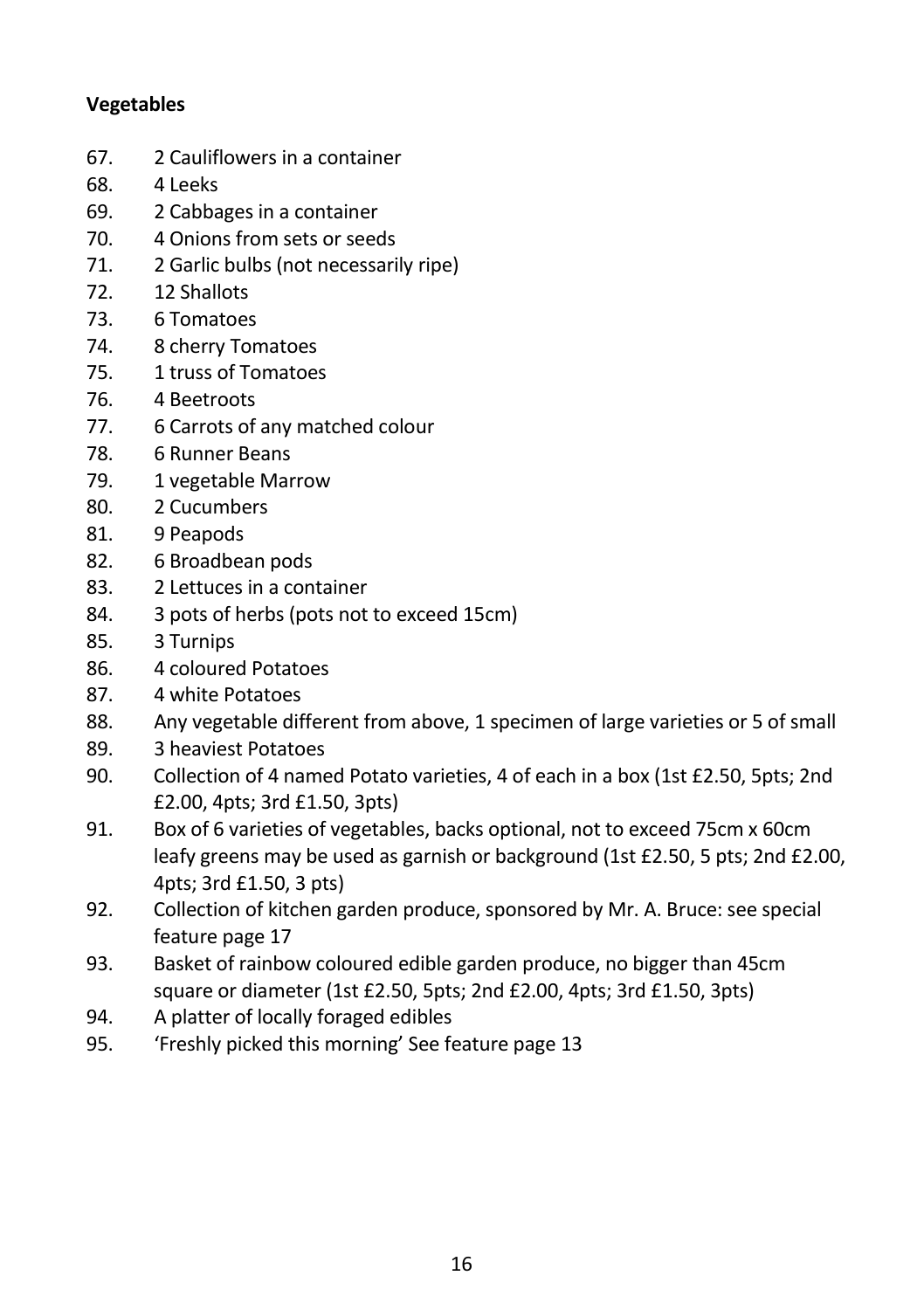**Vegetables**

67. 2 Cauliflowers in a container
68. 4 Leeks
69. 2 Cabbages in a container
70. 4 Onions from sets or seeds
71. 2 Garlic bulbs (not necessarily ripe)
72. 12 Shallots
73. 6 Tomatoes
74. 8 cherry Tomatoes
75. 1 truss of Tomatoes
76. 4 Beetroots
77. 6 Carrots of any matched colour
78. 6 Runner Beans
79. 1 vegetable Marrow
80. 2 Cucumbers
81. 9 Peapods
82. 6 Broadbean pods
83. 2 Lettuces in a container
84. 3 pots of herbs (pots not to exceed 15cm)
85. 3 Turnips
86. 4 coloured Potatoes
87. 4 white Potatoes
88. Any vegetable different from above, 1 specimen of large varieties or 5 of small
89. 3 heaviest Potatoes
90. Collection of 4 named Potato varieties, 4 of each in a box (1st £2.50, 5pts; 2nd £2.00, 4pts; 3rd £1.50, 3pts)
91. Box of 6 varieties of vegetables, backs optional, not to exceed 75cm x 60cm leafy greens may be used as garnish or background (1st £2.50, 5 pts; 2nd £2.00, 4pts; 3rd £1.50, 3 pts)
92. Collection of kitchen garden produce, sponsored by Mr. A. Bruce: see special feature page 17
93. Basket of rainbow coloured edible garden produce, no bigger than 45cm square or diameter (1st £2.50, 5pts; 2nd £2.00, 4pts; 3rd £1.50, 3pts)
94. A platter of locally foraged edibles
95. 'Freshly picked this morning' See feature page 13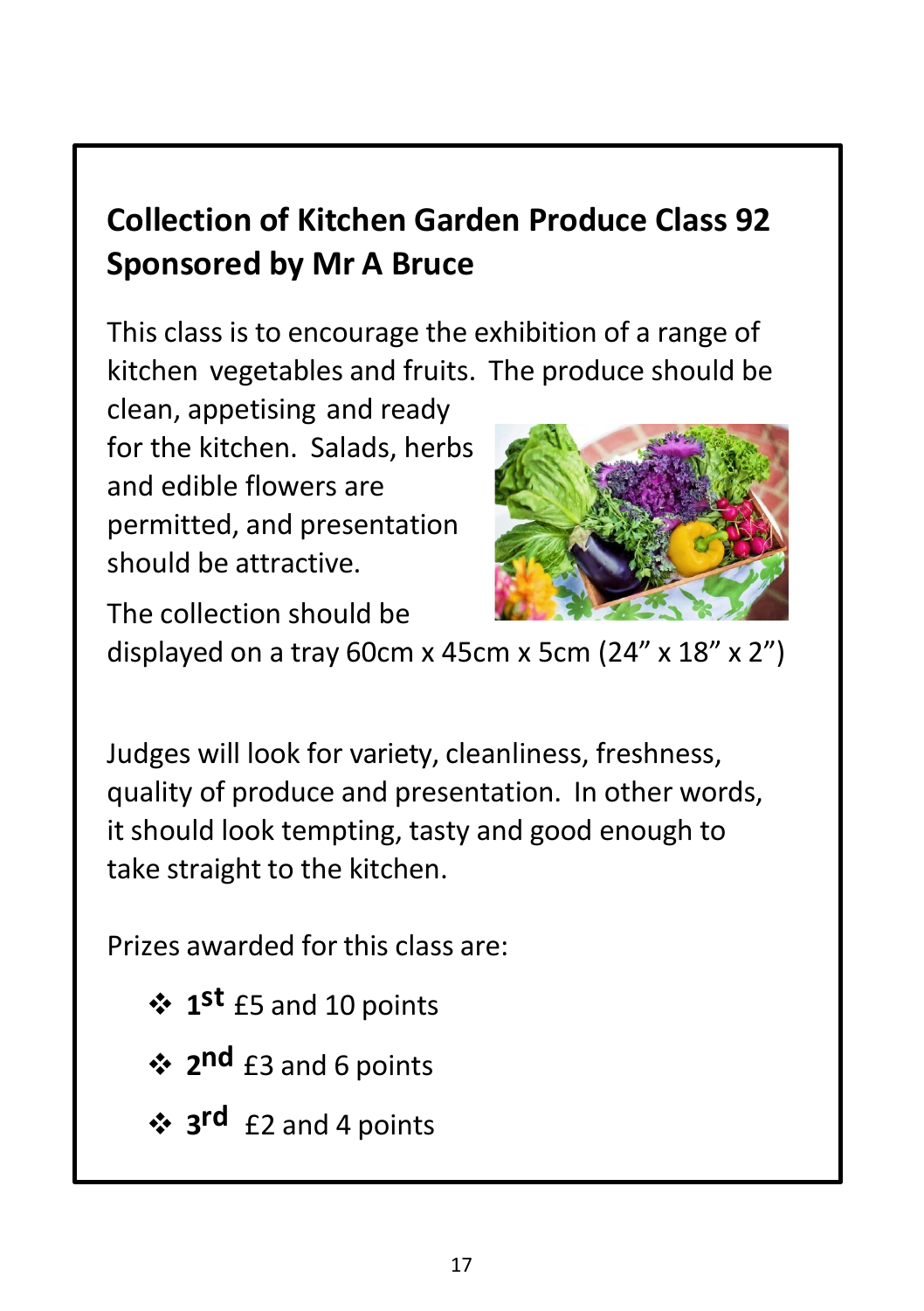## Collection of Kitchen Garden Produce Class 92 Sponsored by Mr A Bruce

This class is to encourage the exhibition of a range of kitchen vegetables and fruits. The produce should be clean, appetising and ready for the kitchen. Salads, herbs and edible flowers are permitted, and presentation should be attractive.

The collection should be displayed on a tray 60cm x 45cm x 5cm (24" x 18" x 2")

Judges will look for variety, cleanliness, freshness, quality of produce and presentation. In other words, it should look tempting, tasty and good enough to take straight to the kitchen.

Prizes awarded for this class are:

- **1st** £5 and 10 points
- **2nd** £3 and 6 points
- **3rd** £2 and 4 points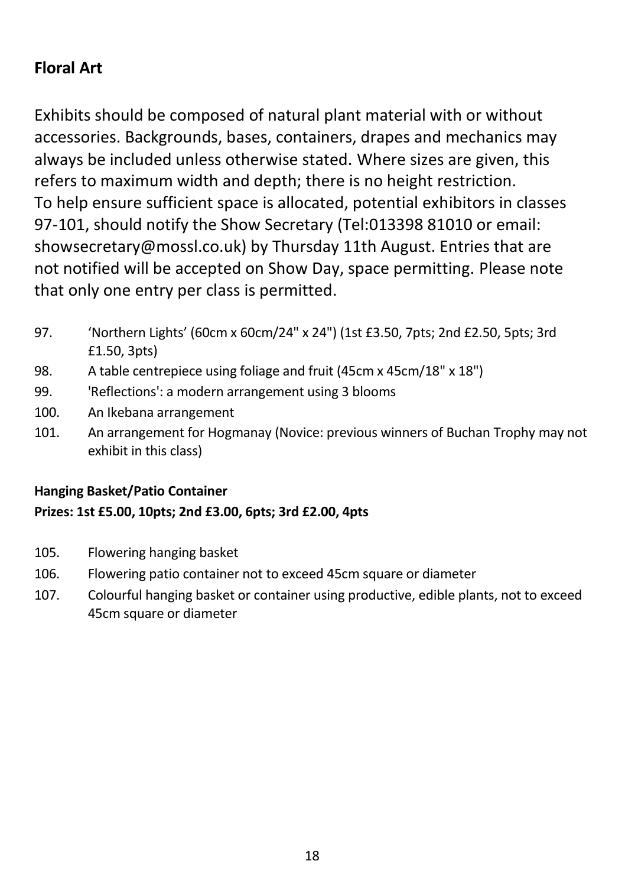## Floral Art

Exhibits should be composed of natural plant material with or without accessories. Backgrounds, bases, containers, drapes and mechanics may always be included unless otherwise stated. Where sizes are given, this refers to maximum width and depth; there is no height restriction.
To help ensure sufficient space is allocated, potential exhibitors in classes 97-101, should notify the Show Secretary (Tel:013398 81010 or email: showsecretary@mossl.co.uk) by Thursday 11th August. Entries that are not notified will be accepted on Show Day, space permitting. Please note that only one entry per class is permitted.

97. 'Northern Lights' (60cm x 60cm/24" x 24") (1st £3.50, 7pts; 2nd £2.50, 5pts; 3rd £1.50, 3pts)
98. A table centrepiece using foliage and fruit (45cm x 45cm/18" x 18")
99. 'Reflections': a modern arrangement using 3 blooms
100. An Ikebana arrangement
101. An arrangement for Hogmanay (Novice: previous winners of Buchan Trophy may not exhibit in this class)

**Hanging Basket/Patio Container**
**Prizes: 1st £5.00, 10pts; 2nd £3.00, 6pts; 3rd £2.00, 4pts**

105. Flowering hanging basket
106. Flowering patio container not to exceed 45cm square or diameter
107. Colourful hanging basket or container using productive, edible plants, not to exceed 45cm square or diameter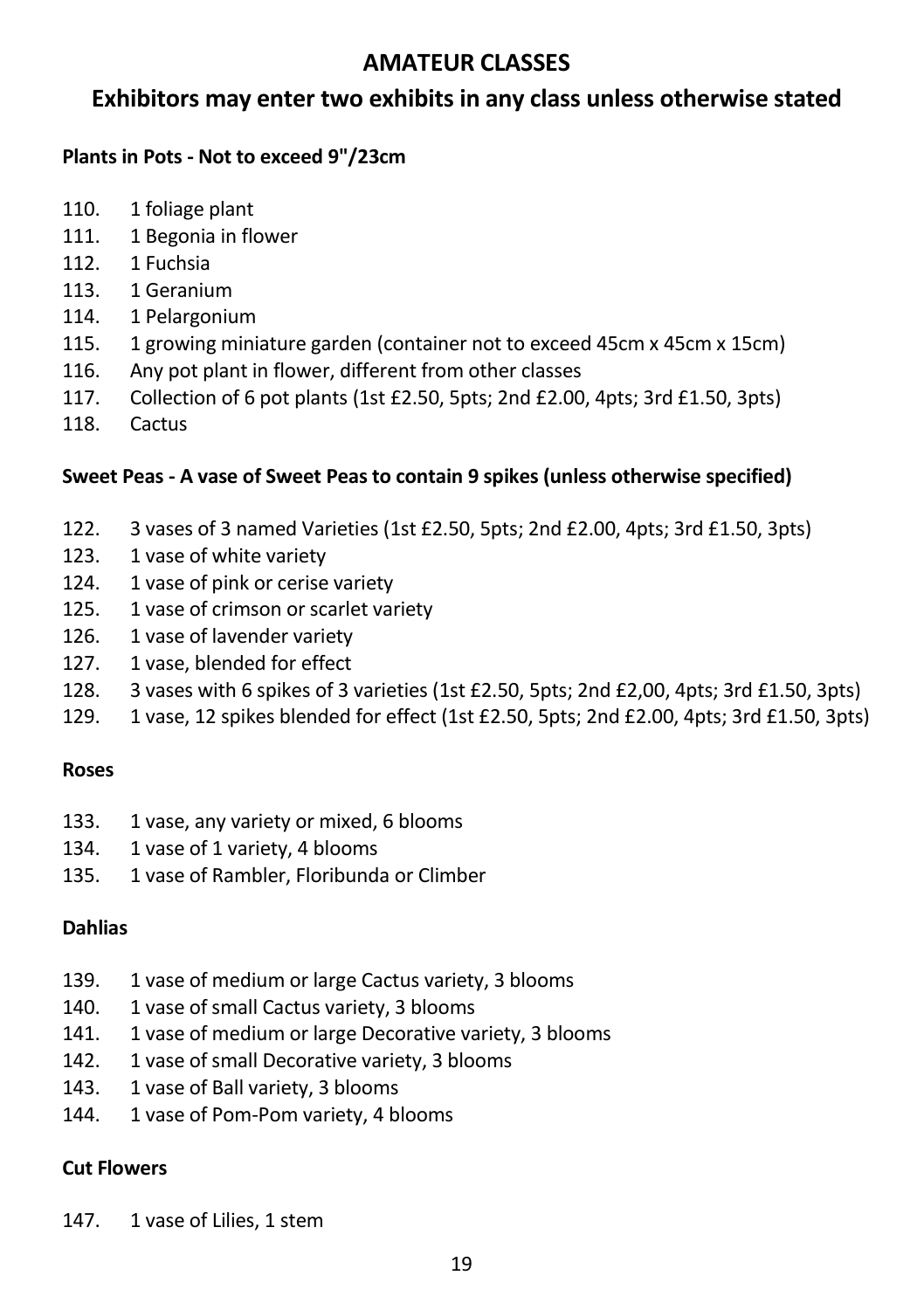# AMATEUR CLASSES

## Exhibitors may enter two exhibits in any class unless otherwise stated

**Plants in Pots - Not to exceed 9"/23cm**

110. 1 foliage plant
111. 1 Begonia in flower
112. 1 Fuchsia
113. 1 Geranium
114. 1 Pelargonium
115. 1 growing miniature garden (container not to exceed 45cm x 45cm x 15cm)
116. Any pot plant in flower, different from other classes
117. Collection of 6 pot plants (1st £2.50, 5pts; 2nd £2.00, 4pts; 3rd £1.50, 3pts)
118. Cactus

**Sweet Peas - A vase of Sweet Peas to contain 9 spikes (unless otherwise specified)**

122. 3 vases of 3 named Varieties (1st £2.50, 5pts; 2nd £2.00, 4pts; 3rd £1.50, 3pts)
123. 1 vase of white variety
124. 1 vase of pink or cerise variety
125. 1 vase of crimson or scarlet variety
126. 1 vase of lavender variety
127. 1 vase, blended for effect
128. 3 vases with 6 spikes of 3 varieties (1st £2.50, 5pts; 2nd £2,00, 4pts; 3rd £1.50, 3pts)
129. 1 vase, 12 spikes blended for effect (1st £2.50, 5pts; 2nd £2.00, 4pts; 3rd £1.50, 3pts)

**Roses**

133. 1 vase, any variety or mixed, 6 blooms
134. 1 vase of 1 variety, 4 blooms
135. 1 vase of Rambler, Floribunda or Climber

**Dahlias**

139. 1 vase of medium or large Cactus variety, 3 blooms
140. 1 vase of small Cactus variety, 3 blooms
141. 1 vase of medium or large Decorative variety, 3 blooms
142. 1 vase of small Decorative variety, 3 blooms
143. 1 vase of Ball variety, 3 blooms
144. 1 vase of Pom-Pom variety, 4 blooms

**Cut Flowers**

147. 1 vase of Lilies, 1 stem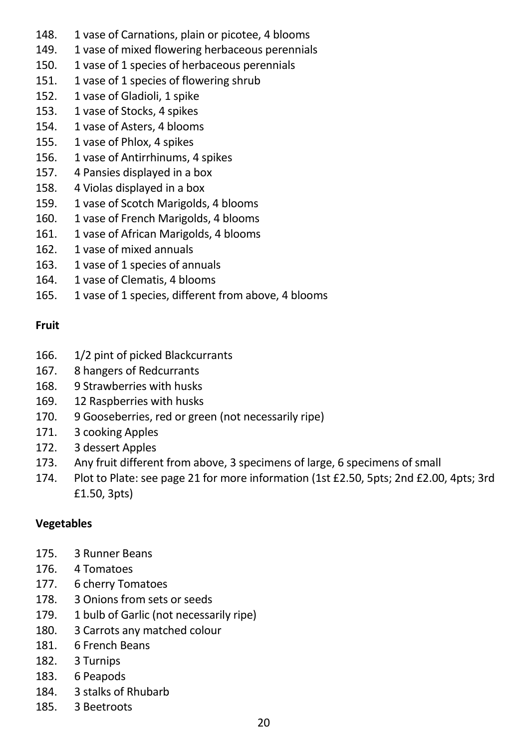148. 1 vase of Carnations, plain or picotee, 4 blooms
149. 1 vase of mixed flowering herbaceous perennials
150. 1 vase of 1 species of herbaceous perennials
151. 1 vase of 1 species of flowering shrub
152. 1 vase of Gladioli, 1 spike
153. 1 vase of Stocks, 4 spikes
154. 1 vase of Asters, 4 blooms
155. 1 vase of Phlox, 4 spikes
156. 1 vase of Antirrhinums, 4 spikes
157. 4 Pansies displayed in a box
158. 4 Violas displayed in a box
159. 1 vase of Scotch Marigolds, 4 blooms
160. 1 vase of French Marigolds, 4 blooms
161. 1 vase of African Marigolds, 4 blooms
162. 1 vase of mixed annuals
163. 1 vase of 1 species of annuals
164. 1 vase of Clematis, 4 blooms
165. 1 vase of 1 species, different from above, 4 blooms

**Fruit**

166. 1/2 pint of picked Blackcurrants
167. 8 hangers of Redcurrants
168. 9 Strawberries with husks
169. 12 Raspberries with husks
170. 9 Gooseberries, red or green (not necessarily ripe)
171. 3 cooking Apples
172. 3 dessert Apples
173. Any fruit different from above, 3 specimens of large, 6 specimens of small
174. Plot to Plate: see page 21 for more information (1st £2.50, 5pts; 2nd £2.00, 4pts; 3rd £1.50, 3pts)

**Vegetables**

175. 3 Runner Beans
176. 4 Tomatoes
177. 6 cherry Tomatoes
178. 3 Onions from sets or seeds
179. 1 bulb of Garlic (not necessarily ripe)
180. 3 Carrots any matched colour
181. 6 French Beans
182. 3 Turnips
183. 6 Peapods
184. 3 stalks of Rhubarb
185. 3 Beetroots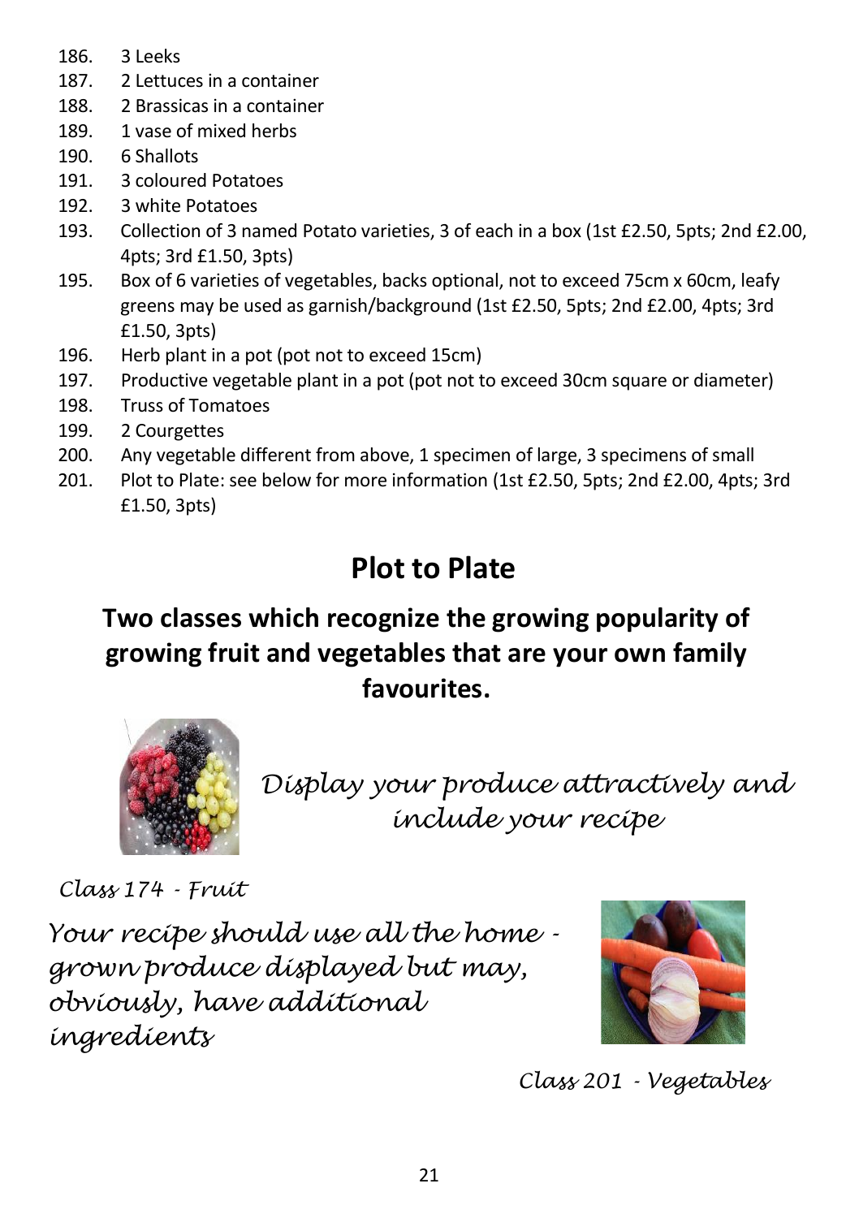186. 3 Leeks
187. 2 Lettuces in a container
188. 2 Brassicas in a container
189. 1 vase of mixed herbs
190. 6 Shallots
191. 3 coloured Potatoes
192. 3 white Potatoes
193. Collection of 3 named Potato varieties, 3 of each in a box (1st £2.50, 5pts; 2nd £2.00, 4pts; 3rd £1.50, 3pts)
195. Box of 6 varieties of vegetables, backs optional, not to exceed 75cm x 60cm, leafy greens may be used as garnish/background (1st £2.50, 5pts; 2nd £2.00, 4pts; 3rd £1.50, 3pts)
196. Herb plant in a pot (pot not to exceed 15cm)
197. Productive vegetable plant in a pot (pot not to exceed 30cm square or diameter)
198. Truss of Tomatoes
199. 2 Courgettes
200. Any vegetable different from above, 1 specimen of large, 3 specimens of small
201. Plot to Plate: see below for more information (1st £2.50, 5pts; 2nd £2.00, 4pts; 3rd £1.50, 3pts)

# Plot to Plate

## Two classes which recognize the growing popularity of growing fruit and vegetables that are your own family favourites.

*Display your produce attractively and include your recipe*

*Class 174 - Fruit*

*Your recipe should use all the home - grown produce displayed but may, obviously, have additional ingredients*

*Class 201 - Vegetables*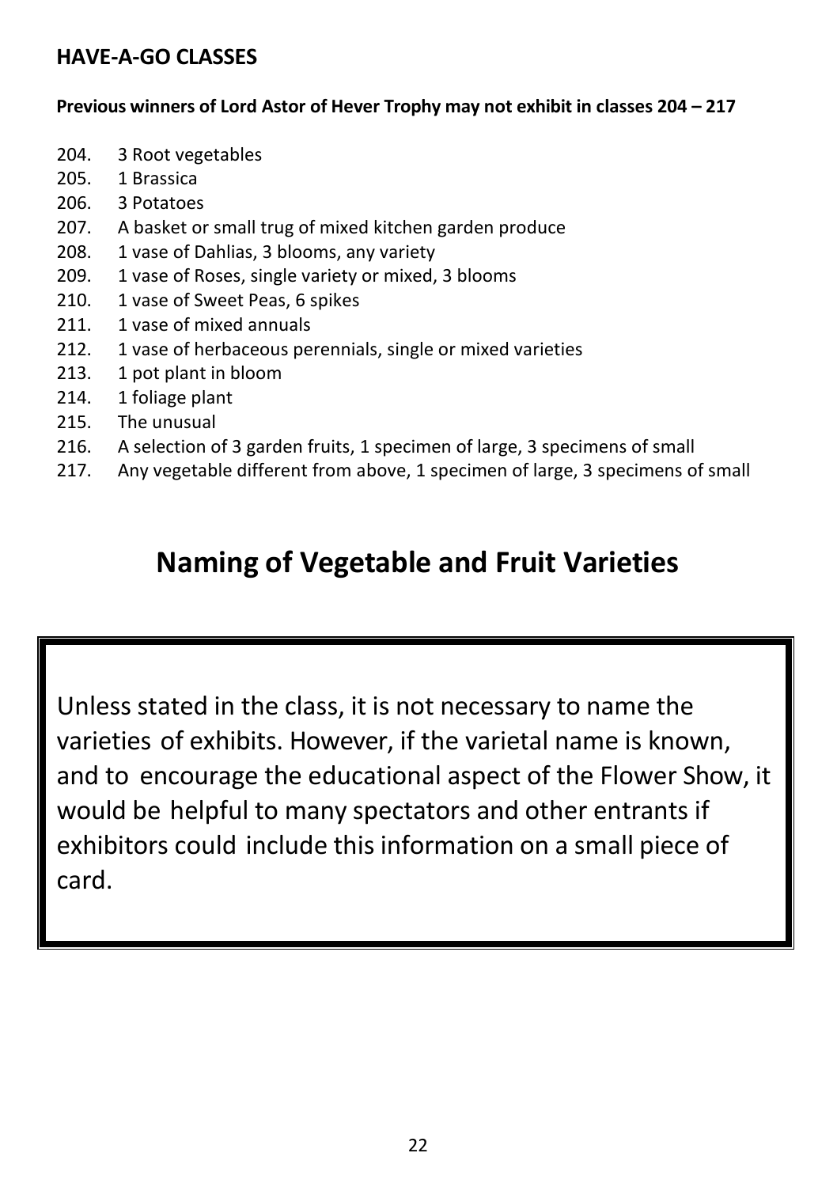## HAVE-A-GO CLASSES

**Previous winners of Lord Astor of Hever Trophy may not exhibit in classes 204 – 217**

204. 3 Root vegetables
205. 1 Brassica
206. 3 Potatoes
207. A basket or small trug of mixed kitchen garden produce
208. 1 vase of Dahlias, 3 blooms, any variety
209. 1 vase of Roses, single variety or mixed, 3 blooms
210. 1 vase of Sweet Peas, 6 spikes
211. 1 vase of mixed annuals
212. 1 vase of herbaceous perennials, single or mixed varieties
213. 1 pot plant in bloom
214. 1 foliage plant
215. The unusual
216. A selection of 3 garden fruits, 1 specimen of large, 3 specimens of small
217. Any vegetable different from above, 1 specimen of large, 3 specimens of small

# Naming of Vegetable and Fruit Varieties

Unless stated in the class, it is not necessary to name the varieties of exhibits. However, if the varietal name is known, and to encourage the educational aspect of the Flower Show, it would be helpful to many spectators and other entrants if exhibitors could include this information on a small piece of card.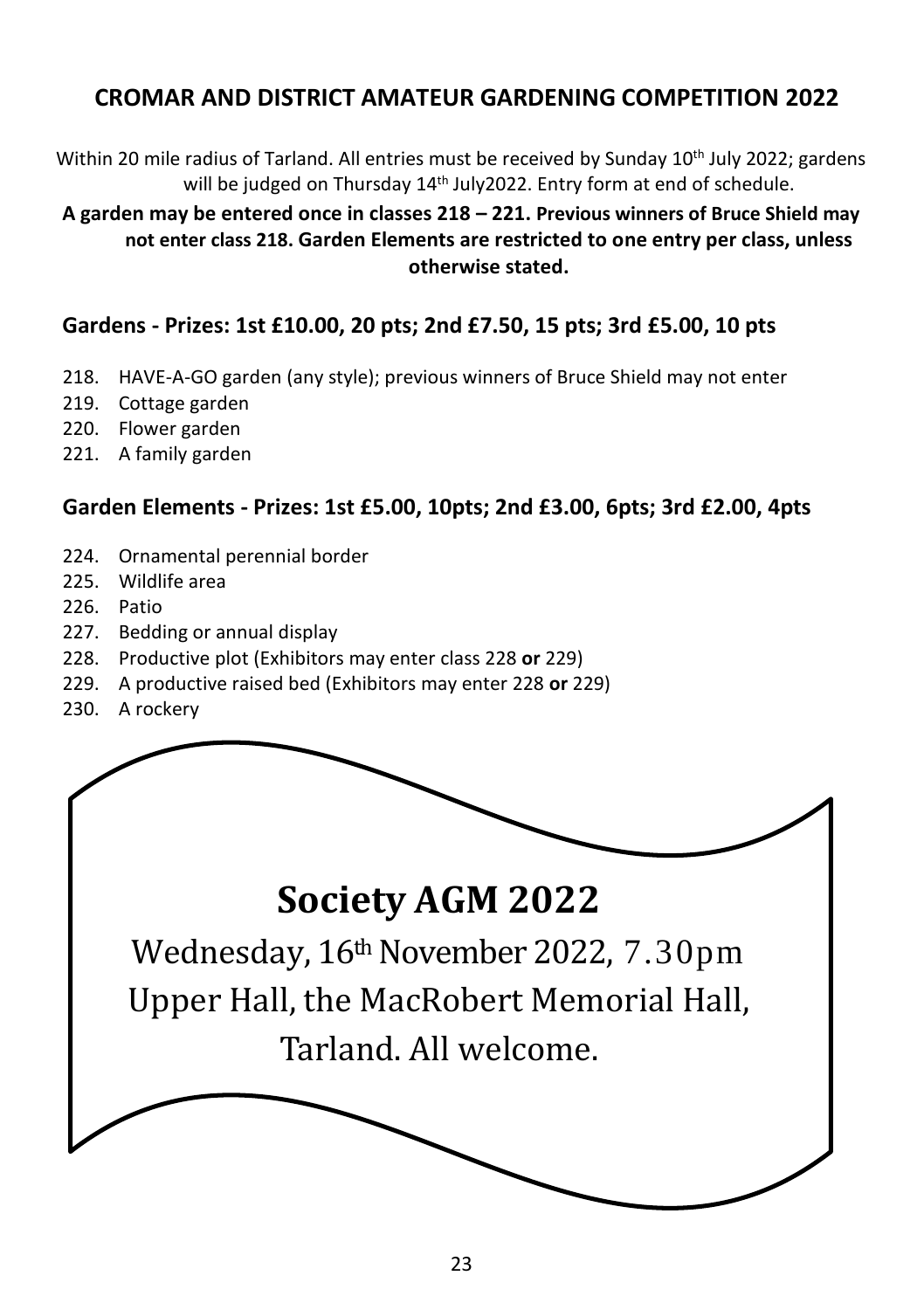## CROMAR AND DISTRICT AMATEUR GARDENING COMPETITION 2022

Within 20 mile radius of Tarland. All entries must be received by Sunday 10th July 2022; gardens will be judged on Thursday 14th July2022. Entry form at end of schedule.

**A garden may be entered once in classes 218 – 221. Previous winners of Bruce Shield may not enter class 218. Garden Elements are restricted to one entry per class, unless otherwise stated.**

### Gardens - Prizes: 1st £10.00, 20 pts; 2nd £7.50, 15 pts; 3rd £5.00, 10 pts

218. HAVE-A-GO garden (any style); previous winners of Bruce Shield may not enter
219. Cottage garden
220. Flower garden
221. A family garden

### Garden Elements - Prizes: 1st £5.00, 10pts; 2nd £3.00, 6pts; 3rd £2.00, 4pts

224. Ornamental perennial border
225. Wildlife area
226. Patio
227. Bedding or annual display
228. Productive plot (Exhibitors may enter class 228 **or** 229)
229. A productive raised bed (Exhibitors may enter 228 **or** 229)
230. A rockery

## Society AGM 2022

Wednesday, 16th November 2022, 7.30pm

Upper Hall, the MacRobert Memorial Hall,

Tarland. All welcome.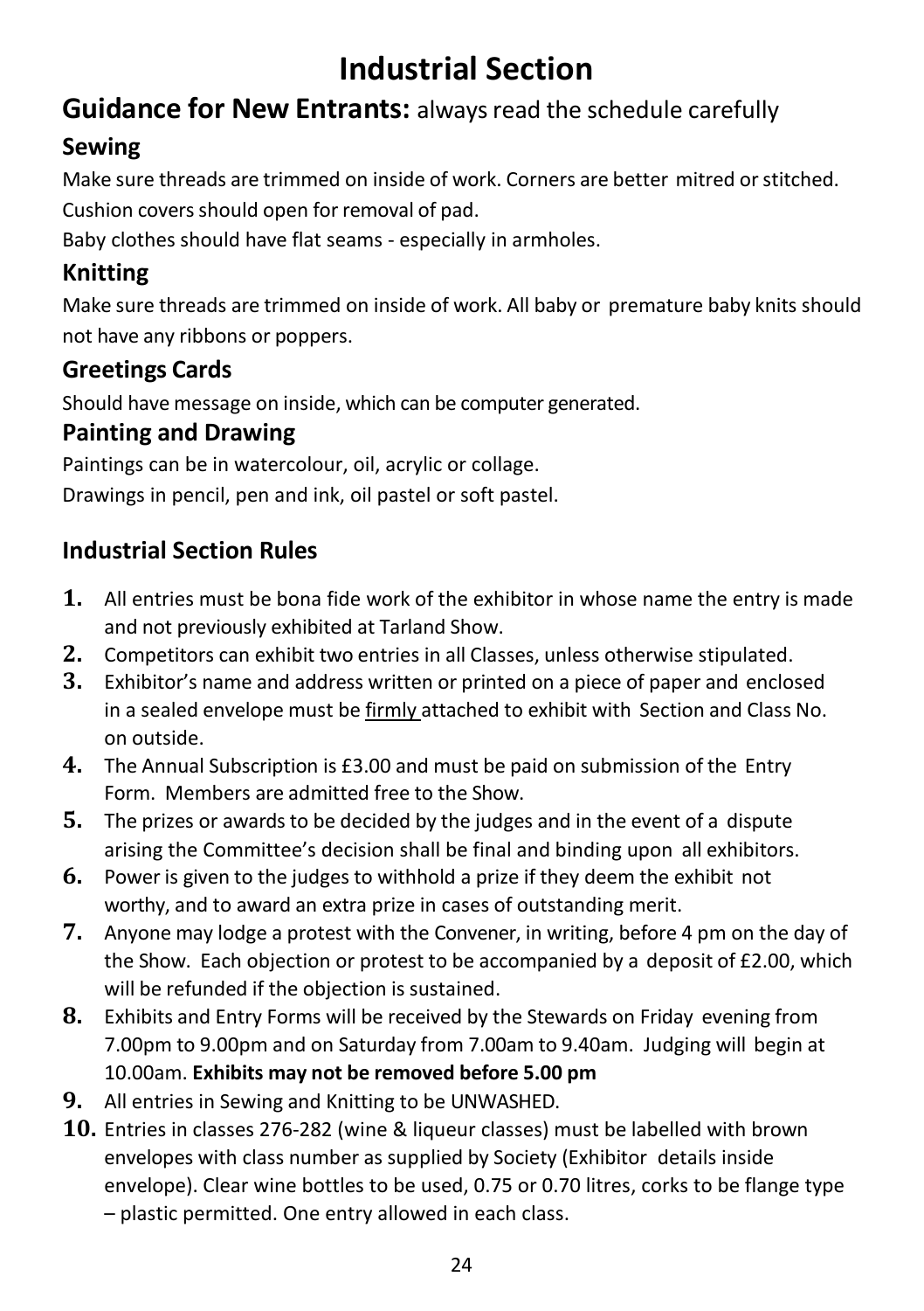# Industrial Section

## Guidance for New Entrants: always read the schedule carefully

### Sewing

Make sure threads are trimmed on inside of work. Corners are better mitred or stitched.
Cushion covers should open for removal of pad.
Baby clothes should have flat seams - especially in armholes.

### Knitting

Make sure threads are trimmed on inside of work. All baby or premature baby knits should not have any ribbons or poppers.

### Greetings Cards

Should have message on inside, which can be computer generated.

### Painting and Drawing

Paintings can be in watercolour, oil, acrylic or collage.
Drawings in pencil, pen and ink, oil pastel or soft pastel.

### Industrial Section Rules

1. All entries must be bona fide work of the exhibitor in whose name the entry is made and not previously exhibited at Tarland Show.
2. Competitors can exhibit two entries in all Classes, unless otherwise stipulated.
3. Exhibitor's name and address written or printed on a piece of paper and enclosed in a sealed envelope must be <u>firmly</u> attached to exhibit with Section and Class No. on outside.
4. The Annual Subscription is £3.00 and must be paid on submission of the Entry Form. Members are admitted free to the Show.
5. The prizes or awards to be decided by the judges and in the event of a dispute arising the Committee's decision shall be final and binding upon all exhibitors.
6. Power is given to the judges to withhold a prize if they deem the exhibit not worthy, and to award an extra prize in cases of outstanding merit.
7. Anyone may lodge a protest with the Convener, in writing, before 4 pm on the day of the Show. Each objection or protest to be accompanied by a deposit of £2.00, which will be refunded if the objection is sustained.
8. Exhibits and Entry Forms will be received by the Stewards on Friday evening from 7.00pm to 9.00pm and on Saturday from 7.00am to 9.40am. Judging will begin at 10.00am. **Exhibits may not be removed before 5.00 pm**
9. All entries in Sewing and Knitting to be UNWASHED.
10. Entries in classes 276-282 (wine & liqueur classes) must be labelled with brown envelopes with class number as supplied by Society (Exhibitor details inside envelope). Clear wine bottles to be used, 0.75 or 0.70 litres, corks to be flange type – plastic permitted. One entry allowed in each class.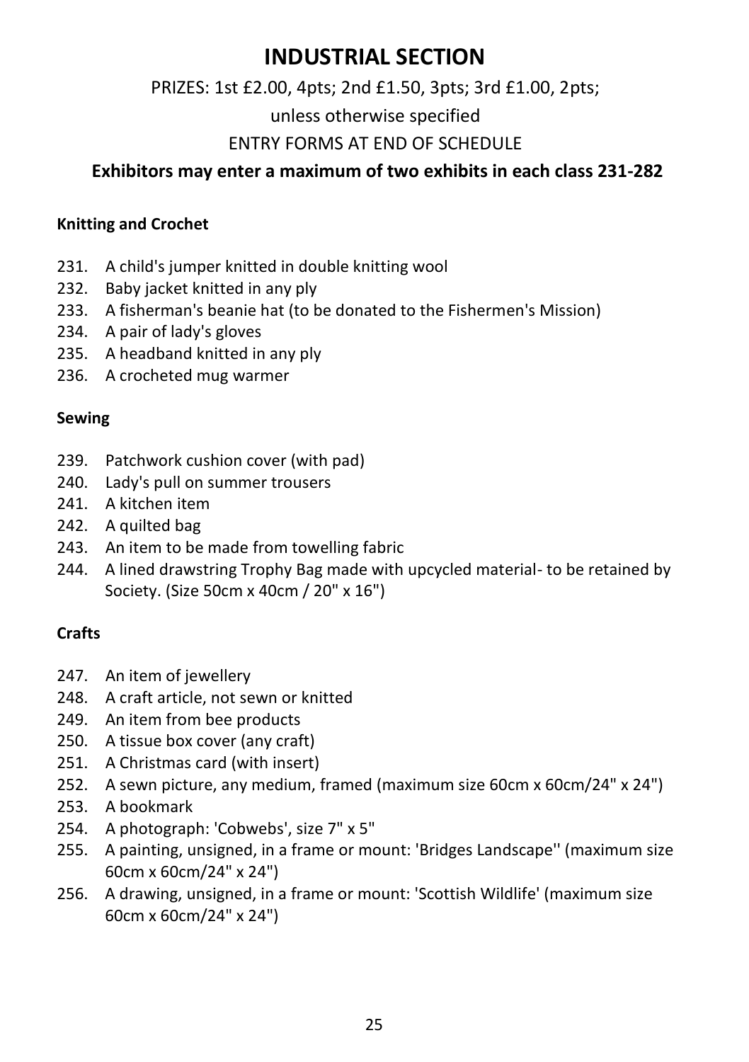# INDUSTRIAL SECTION

PRIZES: 1st £2.00, 4pts; 2nd £1.50, 3pts; 3rd £1.00, 2pts;

unless otherwise specified

ENTRY FORMS AT END OF SCHEDULE

**Exhibitors may enter a maximum of two exhibits in each class 231-282**

### Knitting and Crochet

231. A child's jumper knitted in double knitting wool
232. Baby jacket knitted in any ply
233. A fisherman's beanie hat (to be donated to the Fishermen's Mission)
234. A pair of lady's gloves
235. A headband knitted in any ply
236. A crocheted mug warmer

### Sewing

239. Patchwork cushion cover (with pad)
240. Lady's pull on summer trousers
241. A kitchen item
242. A quilted bag
243. An item to be made from towelling fabric
244. A lined drawstring Trophy Bag made with upcycled material- to be retained by Society. (Size 50cm x 40cm / 20" x 16")

### Crafts

247. An item of jewellery
248. A craft article, not sewn or knitted
249. An item from bee products
250. A tissue box cover (any craft)
251. A Christmas card (with insert)
252. A sewn picture, any medium, framed (maximum size 60cm x 60cm/24" x 24")
253. A bookmark
254. A photograph: 'Cobwebs', size 7" x 5"
255. A painting, unsigned, in a frame or mount: 'Bridges Landscape'' (maximum size 60cm x 60cm/24" x 24")
256. A drawing, unsigned, in a frame or mount: 'Scottish Wildlife' (maximum size 60cm x 60cm/24" x 24")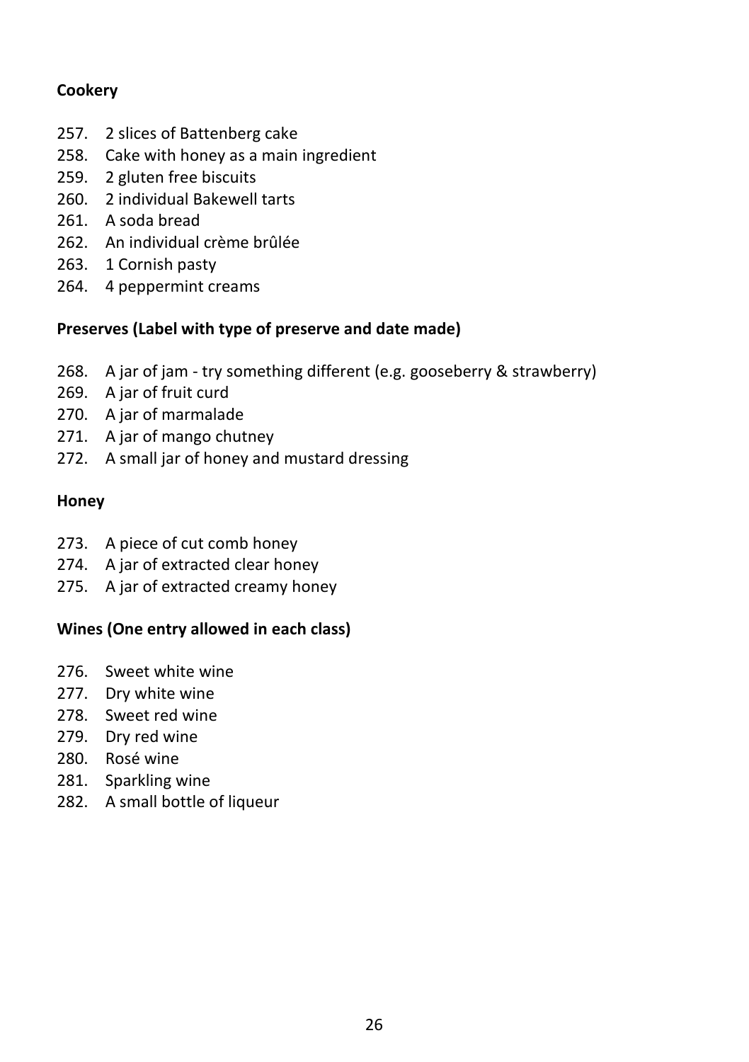**Cookery**

257. 2 slices of Battenberg cake
258. Cake with honey as a main ingredient
259. 2 gluten free biscuits
260. 2 individual Bakewell tarts
261. A soda bread
262. An individual crème brûlée
263. 1 Cornish pasty
264. 4 peppermint creams

**Preserves (Label with type of preserve and date made)**

268. A jar of jam - try something different (e.g. gooseberry & strawberry)
269. A jar of fruit curd
270. A jar of marmalade
271. A jar of mango chutney
272. A small jar of honey and mustard dressing

**Honey**

273. A piece of cut comb honey
274. A jar of extracted clear honey
275. A jar of extracted creamy honey

**Wines (One entry allowed in each class)**

276. Sweet white wine
277. Dry white wine
278. Sweet red wine
279. Dry red wine
280. Rosé wine
281. Sparkling wine
282. A small bottle of liqueur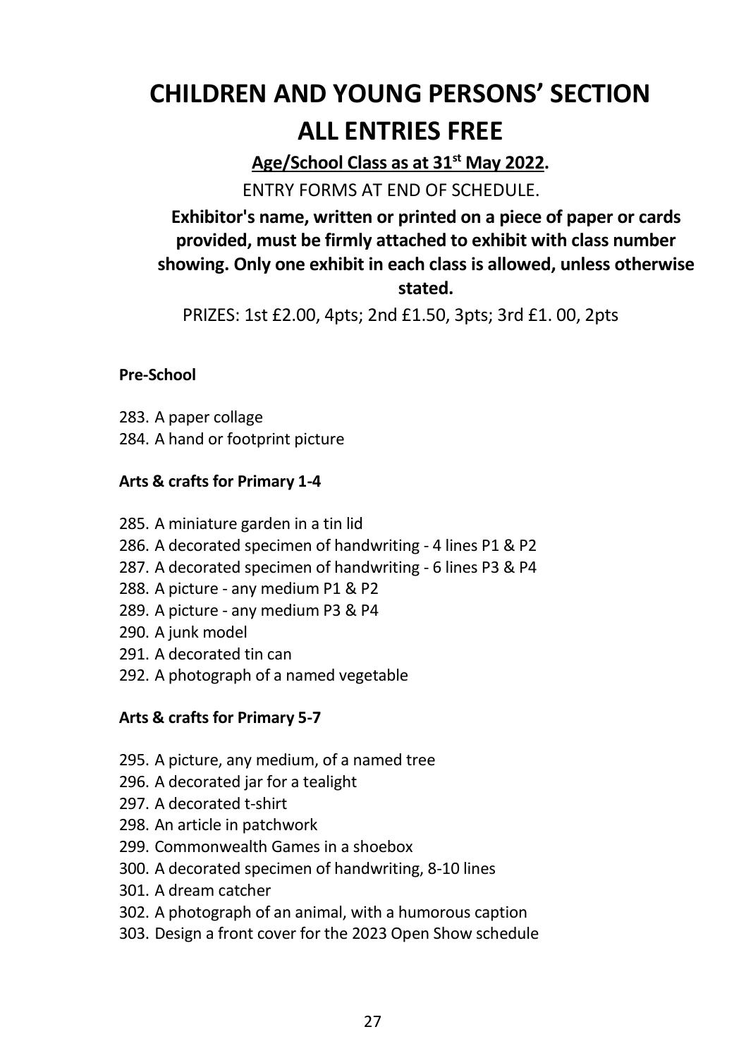# CHILDREN AND YOUNG PERSONS' SECTION

# ALL ENTRIES FREE

**Age/School Class as at 31st May 2022.**

ENTRY FORMS AT END OF SCHEDULE.

**Exhibitor's name, written or printed on a piece of paper or cards provided, must be firmly attached to exhibit with class number showing. Only one exhibit in each class is allowed, unless otherwise stated.**

PRIZES: 1st £2.00, 4pts; 2nd £1.50, 3pts; 3rd £1. 00, 2pts

**Pre-School**

283. A paper collage
284. A hand or footprint picture

**Arts & crafts for Primary 1-4**

285. A miniature garden in a tin lid
286. A decorated specimen of handwriting - 4 lines P1 & P2
287. A decorated specimen of handwriting - 6 lines P3 & P4
288. A picture - any medium P1 & P2
289. A picture - any medium P3 & P4
290. A junk model
291. A decorated tin can
292. A photograph of a named vegetable

**Arts & crafts for Primary 5-7**

295. A picture, any medium, of a named tree
296. A decorated jar for a tealight
297. A decorated t-shirt
298. An article in patchwork
299. Commonwealth Games in a shoebox
300. A decorated specimen of handwriting, 8-10 lines
301. A dream catcher
302. A photograph of an animal, with a humorous caption
303. Design a front cover for the 2023 Open Show schedule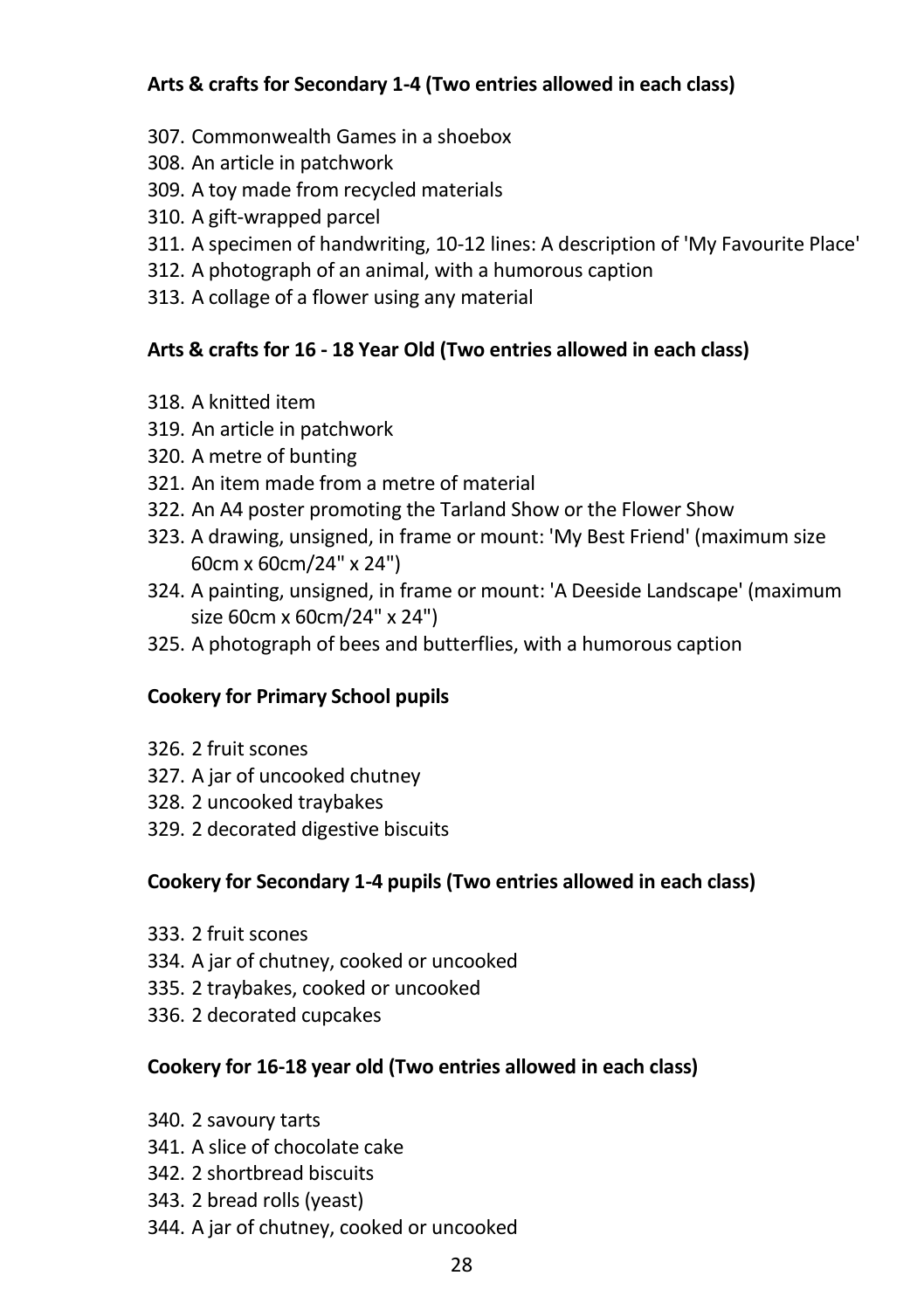**Arts & crafts for Secondary 1-4 (Two entries allowed in each class)**

307. Commonwealth Games in a shoebox
308. An article in patchwork
309. A toy made from recycled materials
310. A gift-wrapped parcel
311. A specimen of handwriting, 10-12 lines: A description of 'My Favourite Place'
312. A photograph of an animal, with a humorous caption
313. A collage of a flower using any material

**Arts & crafts for 16 - 18 Year Old (Two entries allowed in each class)**

318. A knitted item
319. An article in patchwork
320. A metre of bunting
321. An item made from a metre of material
322. An A4 poster promoting the Tarland Show or the Flower Show
323. A drawing, unsigned, in frame or mount: 'My Best Friend' (maximum size 60cm x 60cm/24" x 24")
324. A painting, unsigned, in frame or mount: 'A Deeside Landscape' (maximum size 60cm x 60cm/24" x 24")
325. A photograph of bees and butterflies, with a humorous caption

**Cookery for Primary School pupils**

326. 2 fruit scones
327. A jar of uncooked chutney
328. 2 uncooked traybakes
329. 2 decorated digestive biscuits

**Cookery for Secondary 1-4 pupils (Two entries allowed in each class)**

333. 2 fruit scones
334. A jar of chutney, cooked or uncooked
335. 2 traybakes, cooked or uncooked
336. 2 decorated cupcakes

**Cookery for 16-18 year old (Two entries allowed in each class)**

340. 2 savoury tarts
341. A slice of chocolate cake
342. 2 shortbread biscuits
343. 2 bread rolls (yeast)
344. A jar of chutney, cooked or uncooked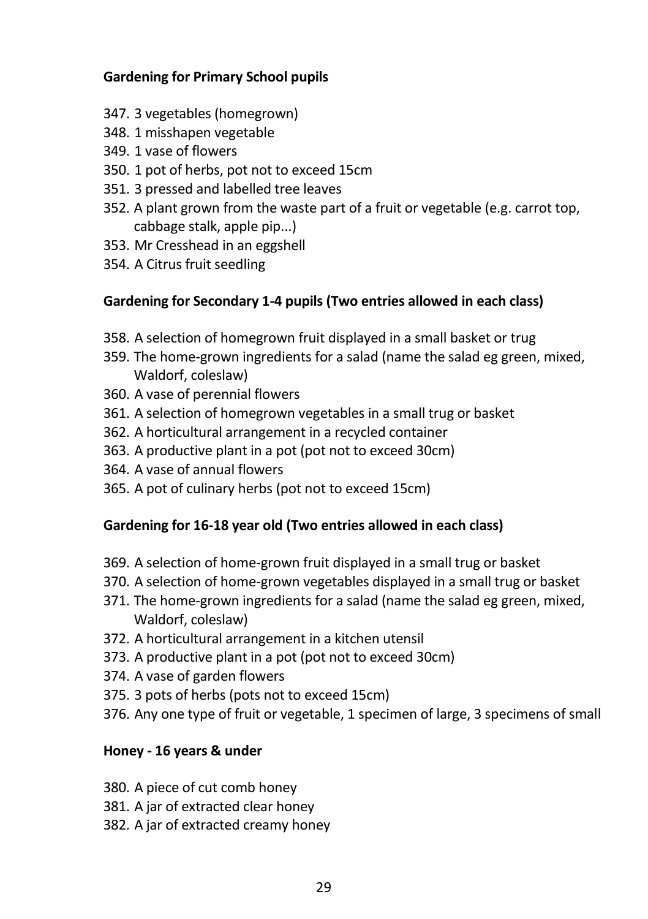**Gardening for Primary School pupils**

347. 3 vegetables (homegrown)
348. 1 misshapen vegetable
349. 1 vase of flowers
350. 1 pot of herbs, pot not to exceed 15cm
351. 3 pressed and labelled tree leaves
352. A plant grown from the waste part of a fruit or vegetable (e.g. carrot top, cabbage stalk, apple pip...)
353. Mr Cresshead in an eggshell
354. A Citrus fruit seedling

**Gardening for Secondary 1-4 pupils (Two entries allowed in each class)**

358. A selection of homegrown fruit displayed in a small basket or trug
359. The home-grown ingredients for a salad (name the salad eg green, mixed, Waldorf, coleslaw)
360. A vase of perennial flowers
361. A selection of homegrown vegetables in a small trug or basket
362. A horticultural arrangement in a recycled container
363. A productive plant in a pot (pot not to exceed 30cm)
364. A vase of annual flowers
365. A pot of culinary herbs (pot not to exceed 15cm)

**Gardening for 16-18 year old (Two entries allowed in each class)**

369. A selection of home-grown fruit displayed in a small trug or basket
370. A selection of home-grown vegetables displayed in a small trug or basket
371. The home-grown ingredients for a salad (name the salad eg green, mixed, Waldorf, coleslaw)
372. A horticultural arrangement in a kitchen utensil
373. A productive plant in a pot (pot not to exceed 30cm)
374. A vase of garden flowers
375. 3 pots of herbs (pots not to exceed 15cm)
376. Any one type of fruit or vegetable, 1 specimen of large, 3 specimens of small

**Honey - 16 years & under**

380. A piece of cut comb honey
381. A jar of extracted clear honey
382. A jar of extracted creamy honey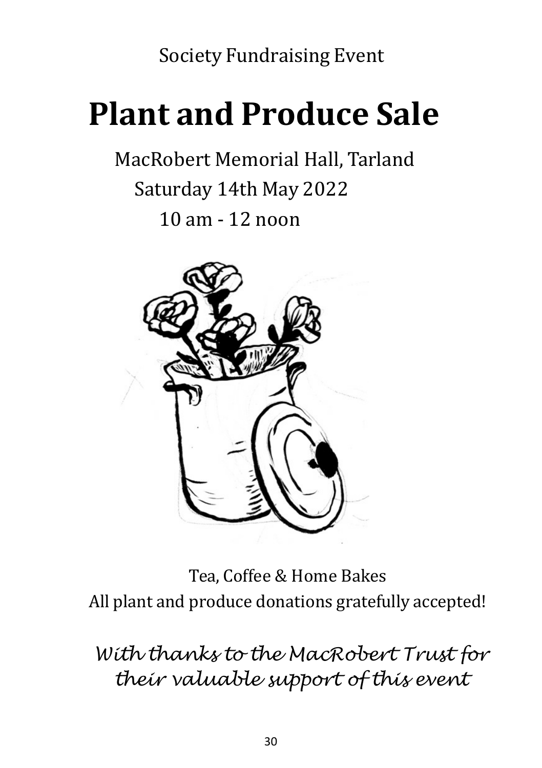Society Fundraising Event

# Plant and Produce Sale

MacRobert Memorial Hall, Tarland

Saturday 14th May 2022

10 am - 12 noon

Tea, Coffee & Home Bakes

All plant and produce donations gratefully accepted!

*With thanks to the MacRobert Trust for their valuable support of this event*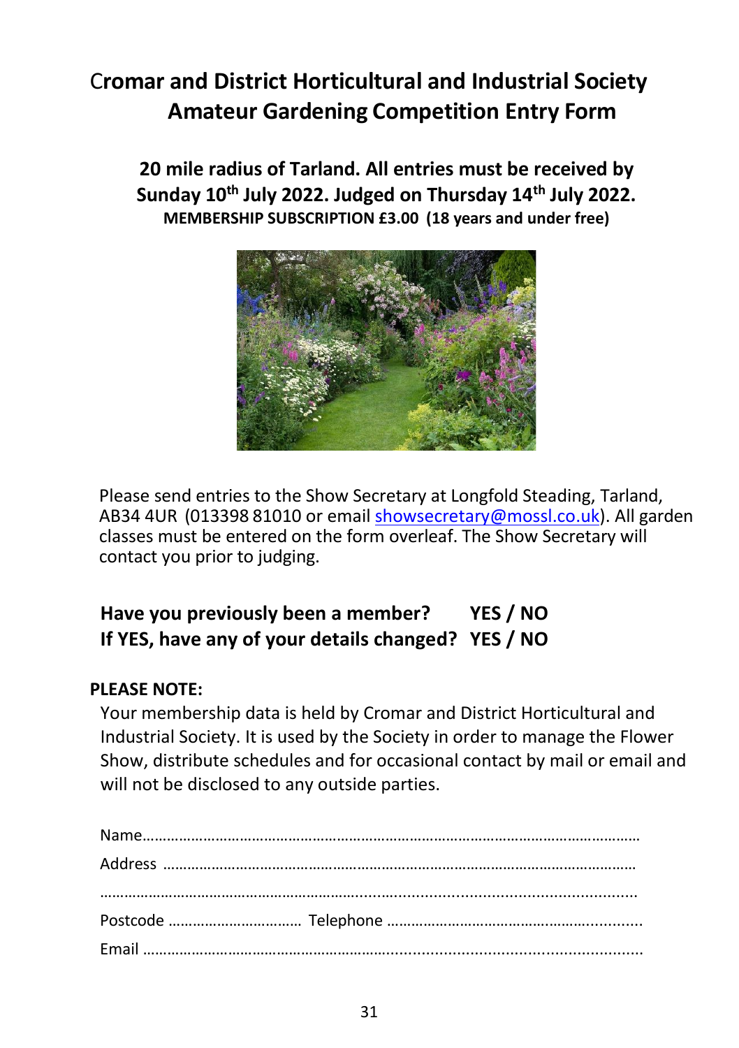# Cromar and District Horticultural and Industrial Society
# Amateur Gardening Competition Entry Form

**20 mile radius of Tarland. All entries must be received by Sunday 10th July 2022. Judged on Thursday 14th July 2022.**

**MEMBERSHIP SUBSCRIPTION £3.00 (18 years and under free)**

Please send entries to the Show Secretary at Longfold Steading, Tarland, AB34 4UR (013398 81010 or email showsecretary@mossl.co.uk). All garden classes must be entered on the form overleaf. The Show Secretary will contact you prior to judging.

**Have you previously been a member? YES / NO**
**If YES, have any of your details changed? YES / NO**

**PLEASE NOTE:**

Your membership data is held by Cromar and District Horticultural and Industrial Society. It is used by the Society in order to manage the Flower Show, distribute schedules and for occasional contact by mail or email and will not be disclosed to any outside parties.

Name…………………………………………………………………………………………………………

Address ……………………………………………………………………………………………………

……………………………………………………………………………………………………………………

Postcode …………………………… Telephone ……………………………………………………

Email ………………………………………………………………………………………………………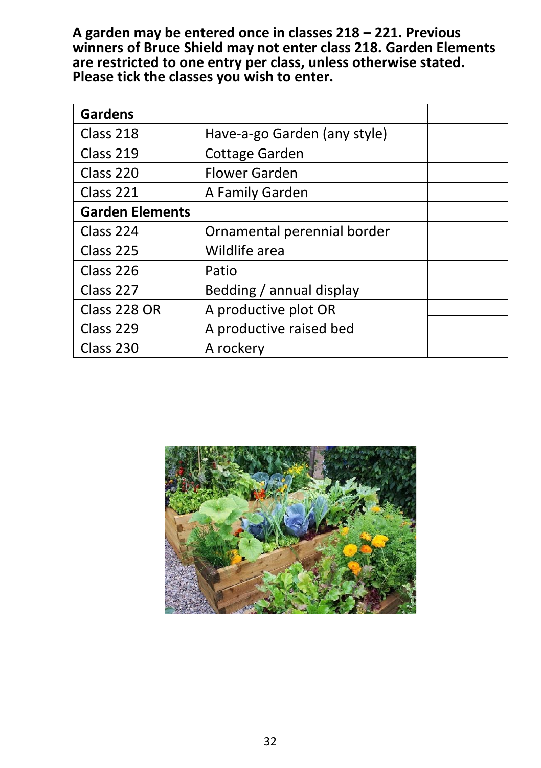**A garden may be entered once in classes 218 – 221. Previous winners of Bruce Shield may not enter class 218. Garden Elements are restricted to one entry per class, unless otherwise stated. Please tick the classes you wish to enter.**

| **Gardens** | | |
|---|---|---|
| Class 218 | Have-a-go Garden (any style) | |
| Class 219 | Cottage Garden | |
| Class 220 | Flower Garden | |
| Class 221 | A Family Garden | |
| **Garden Elements** | | |
| Class 224 | Ornamental perennial border | |
| Class 225 | Wildlife area | |
| Class 226 | Patio | |
| Class 227 | Bedding / annual display | |
| Class 228 OR | A productive plot OR | |
| Class 229 | A productive raised bed | |
| Class 230 | A rockery | |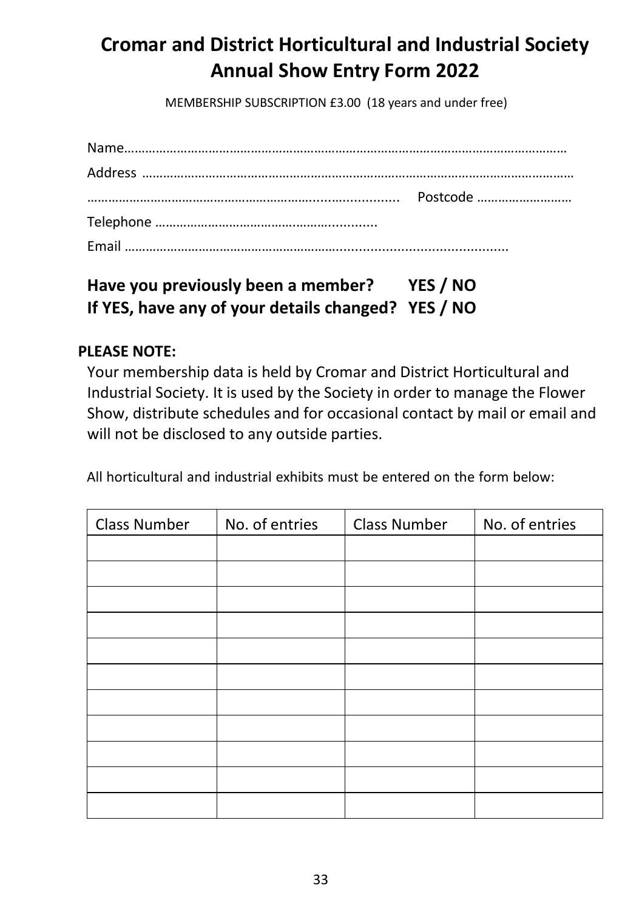# Cromar and District Horticultural and Industrial Society Annual Show Entry Form 2022

MEMBERSHIP SUBSCRIPTION £3.00 (18 years and under free)

Name…………………………………………………………………………………………………………

Address ……………………………………………………………………………………………………

…………………………………………………………..……........... Postcode ………………………

Telephone ……………………………………..…………...........

Email …………………………………………………….......................................

**Have you previously been a member? YES / NO**
**If YES, have any of your details changed? YES / NO**

**PLEASE NOTE:**

Your membership data is held by Cromar and District Horticultural and Industrial Society. It is used by the Society in order to manage the Flower Show, distribute schedules and for occasional contact by mail or email and will not be disclosed to any outside parties.

All horticultural and industrial exhibits must be entered on the form below:

| Class Number | No. of entries | Class Number | No. of entries |
|---|---|---|---|
| | | | |
| | | | |
| | | | |
| | | | |
| | | | |
| | | | |
| | | | |
| | | | |
| | | | |
| | | | |
| | | | |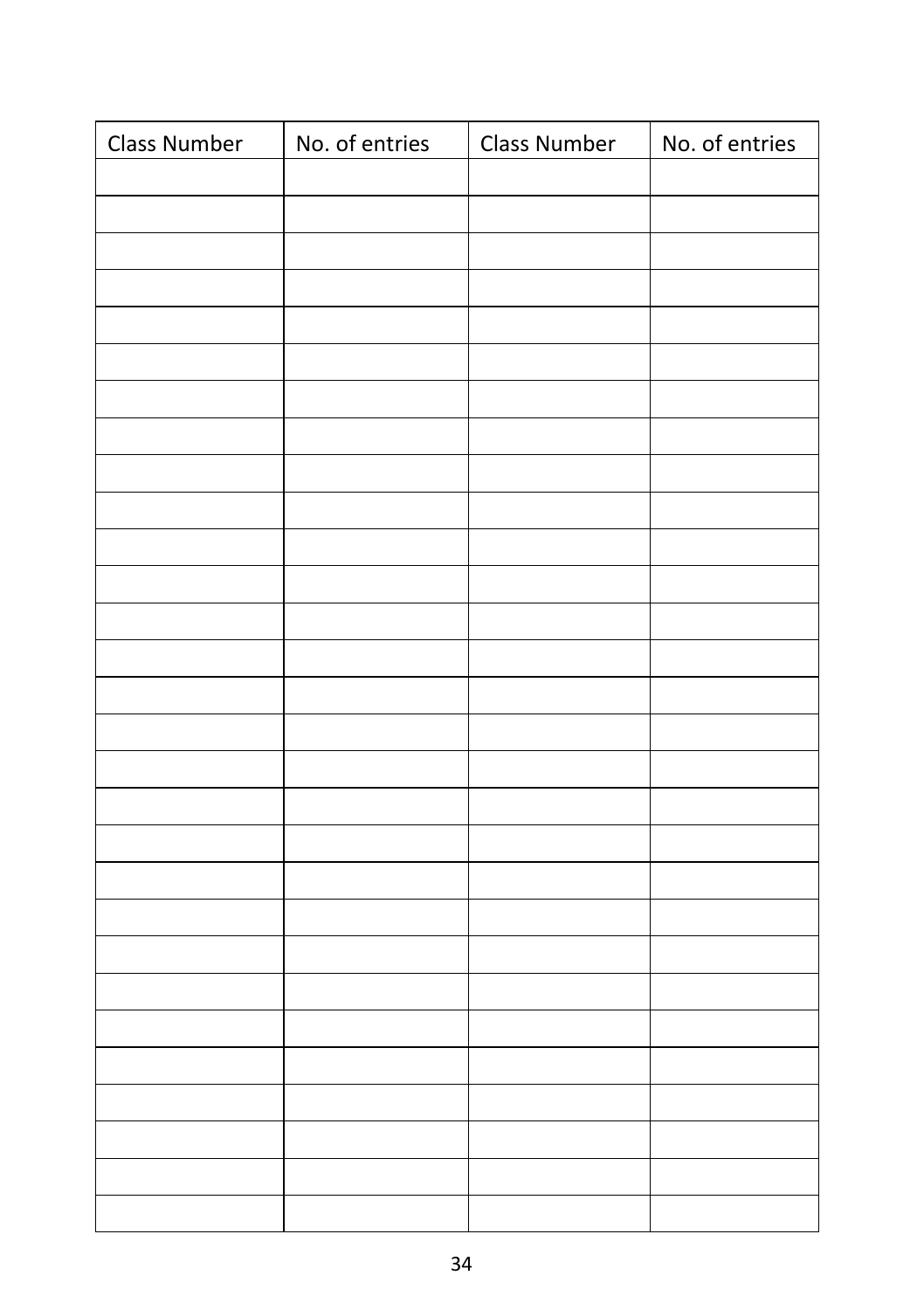| Class Number | No. of entries | Class Number | No. of entries |
|---|---|---|---|
| | | | |
| | | | |
| | | | |
| | | | |
| | | | |
| | | | |
| | | | |
| | | | |
| | | | |
| | | | |
| | | | |
| | | | |
| | | | |
| | | | |
| | | | |
| | | | |
| | | | |
| | | | |
| | | | |
| | | | |
| | | | |
| | | | |
| | | | |
| | | | |
| | | | |
| | | | |
| | | | |
| | | | |
| | | | |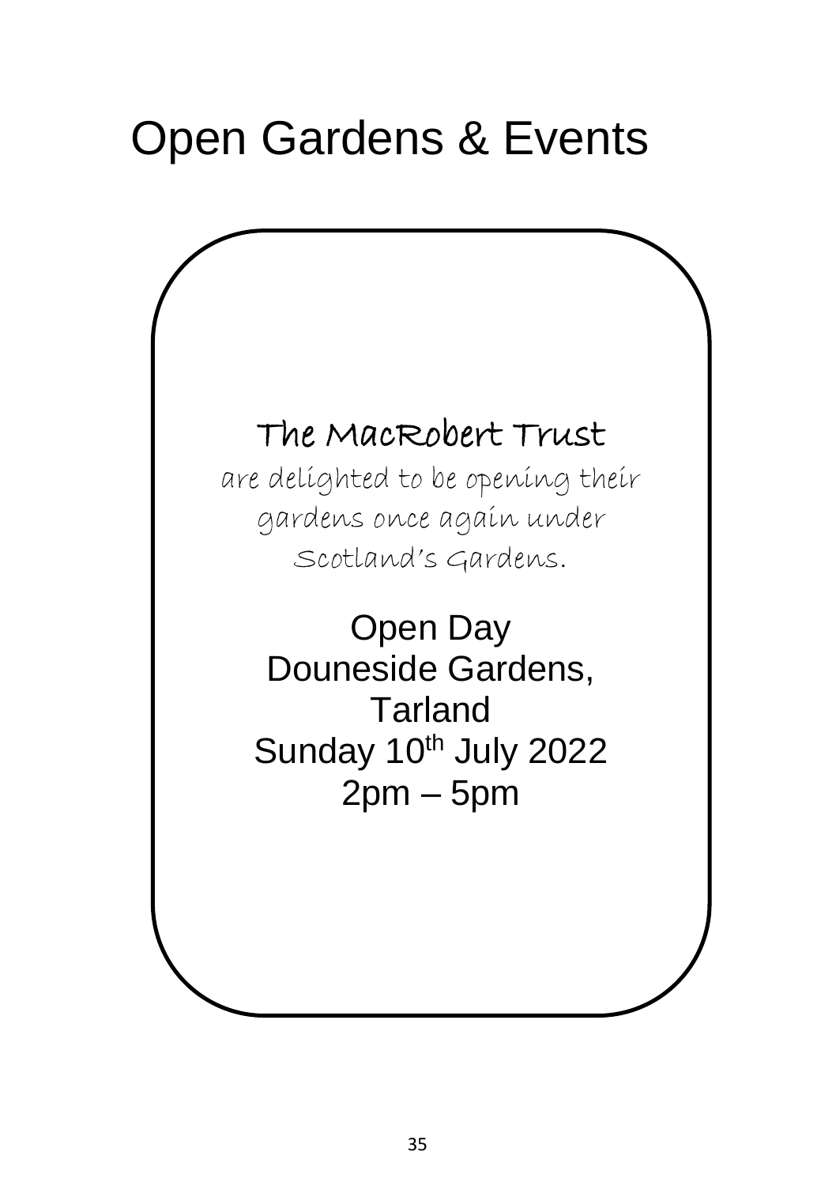# Open Gardens & Events

## The MacRobert Trust

are delighted to be opening their gardens once again under Scotland's Gardens.

Open Day
Douneside Gardens,
Tarland
Sunday 10th July 2022
2pm – 5pm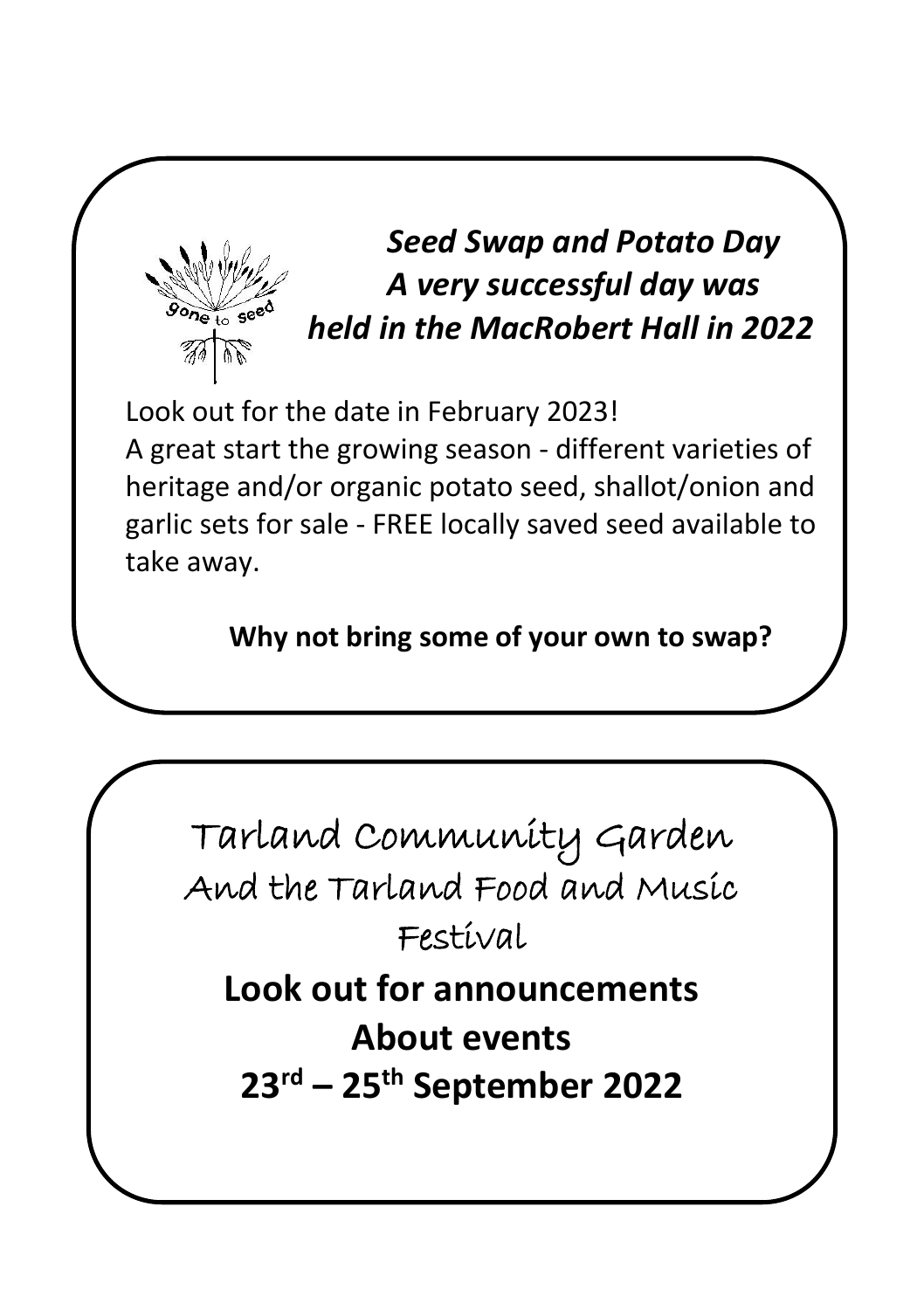***Seed Swap and Potato Day***
***A very successful day was held in the MacRobert Hall in 2022***

Look out for the date in February 2023!
A great start the growing season - different varieties of heritage and/or organic potato seed, shallot/onion and garlic sets for sale - FREE locally saved seed available to take away.

**Why not bring some of your own to swap?**

Tarland Community Garden
And the Tarland Food and Music Festival

**Look out for announcements**
**About events**
**23rd – 25th September 2022**